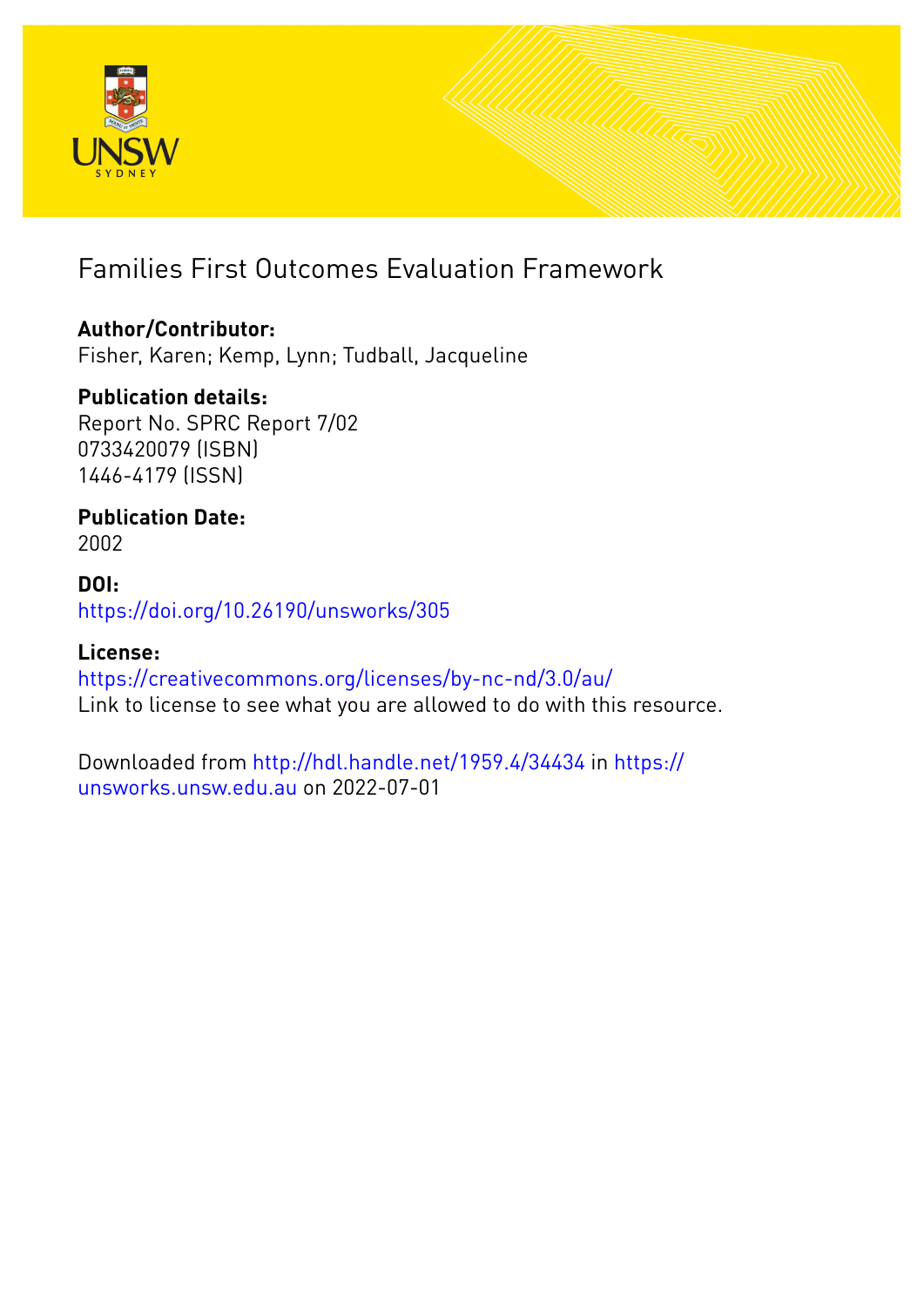# Families First Outcomes Evaluation Framework

**Author/Contributor:**
Fisher, Karen; Kemp, Lynn; Tudball, Jacqueline

**Publication details:**
Report No. SPRC Report 7/02
0733420079 (ISBN)
1446-4179 (ISSN)

**Publication Date:**
2002

**DOI:**
https://doi.org/10.26190/unsworks/305

**License:**
https://creativecommons.org/licenses/by-nc-nd/3.0/au/
Link to license to see what you are allowed to do with this resource.

Downloaded from http://hdl.handle.net/1959.4/34434 in https://unsworks.unsw.edu.au on 2022-07-01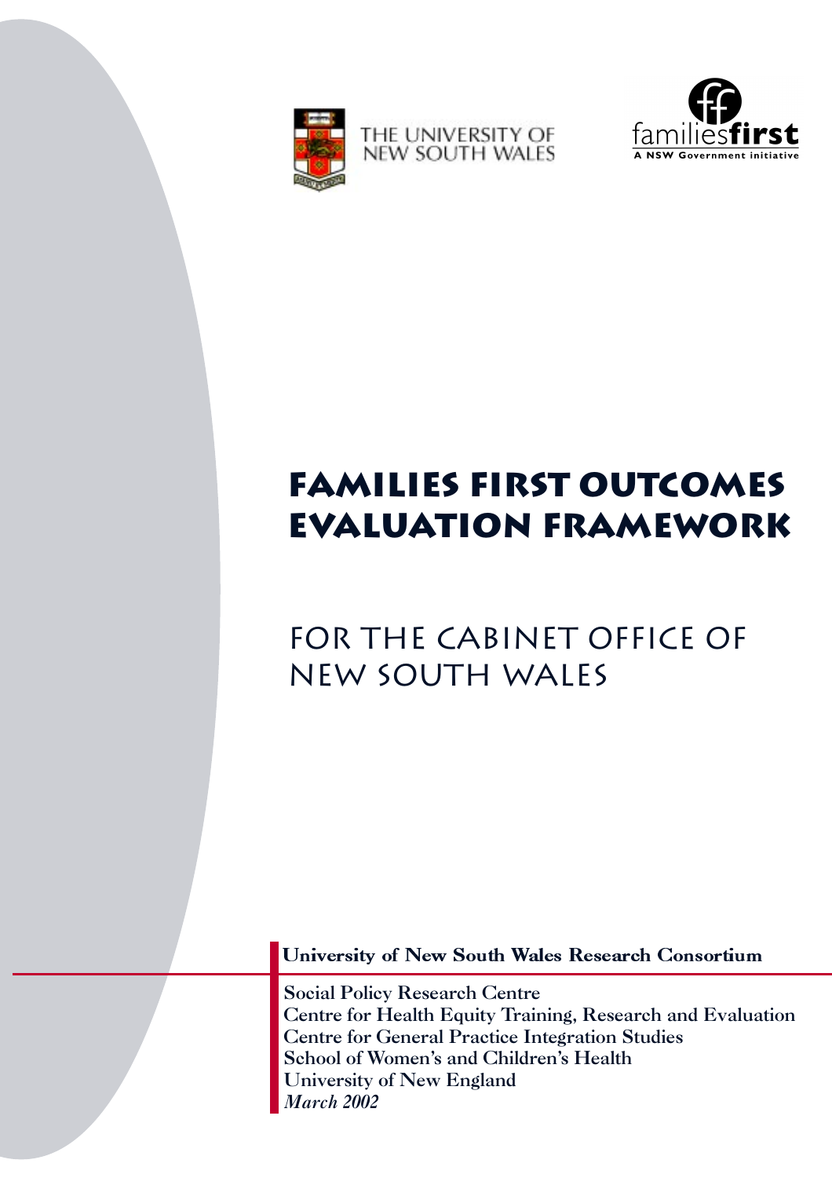THE UNIVERSITY OF NEW SOUTH WALES

familiesfirst
A NSW Government initiative

# Families First Outcomes Evaluation Framework

## For the Cabinet Office of New South Wales

**University of New South Wales Research Consortium**

Social Policy Research Centre
Centre for Health Equity Training, Research and Evaluation
Centre for General Practice Integration Studies
School of Women's and Children's Health
University of New England
*March 2002*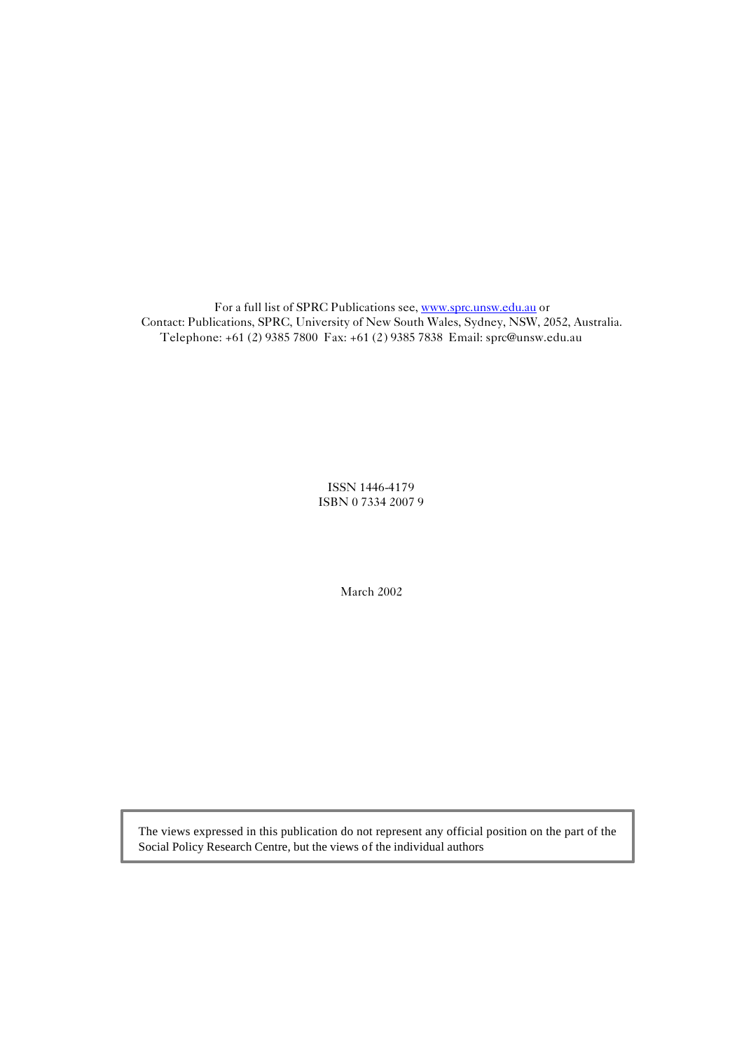For a full list of SPRC Publications see, [www.sprc.unsw.edu.au](http://www.sprc.unsw.edu.au) or
Contact: Publications, SPRC, University of New South Wales, Sydney, NSW, 2052, Australia.
Telephone: +61 (2) 9385 7800 Fax: +61 (2) 9385 7838 Email: sprc@unsw.edu.au

ISSN 1446-4179
ISBN 0 7334 2007 9

March 2002

The views expressed in this publication do not represent any official position on the part of the Social Policy Research Centre, but the views of the individual authors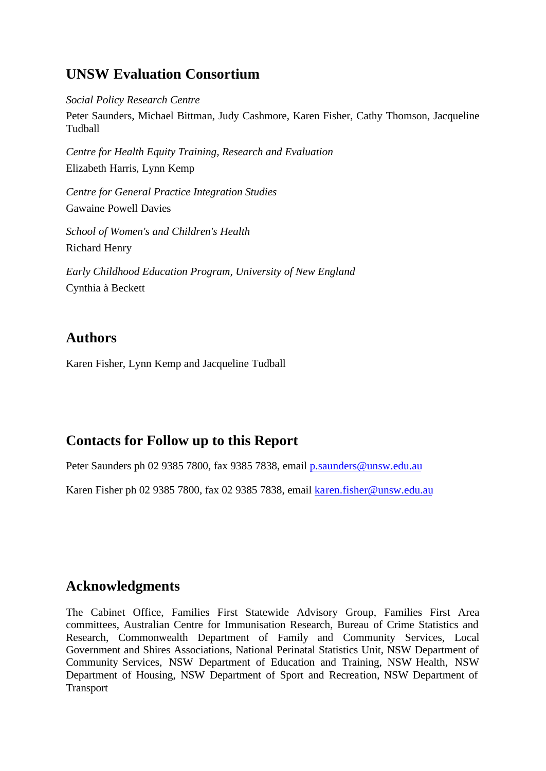## UNSW Evaluation Consortium

*Social Policy Research Centre*

Peter Saunders, Michael Bittman, Judy Cashmore, Karen Fisher, Cathy Thomson, Jacqueline Tudball

*Centre for Health Equity Training, Research and Evaluation*

Elizabeth Harris, Lynn Kemp

*Centre for General Practice Integration Studies*

Gawaine Powell Davies

*School of Women's and Children's Health*

Richard Henry

*Early Childhood Education Program, University of New England*

Cynthia à Beckett

## Authors

Karen Fisher, Lynn Kemp and Jacqueline Tudball

## Contacts for Follow up to this Report

Peter Saunders ph 02 9385 7800, fax 9385 7838, email p.saunders@unsw.edu.au

Karen Fisher ph 02 9385 7800, fax 02 9385 7838, email karen.fisher@unsw.edu.au

## Acknowledgments

The Cabinet Office, Families First Statewide Advisory Group, Families First Area committees, Australian Centre for Immunisation Research, Bureau of Crime Statistics and Research, Commonwealth Department of Family and Community Services, Local Government and Shires Associations, National Perinatal Statistics Unit, NSW Department of Community Services, NSW Department of Education and Training, NSW Health, NSW Department of Housing, NSW Department of Sport and Recreation, NSW Department of Transport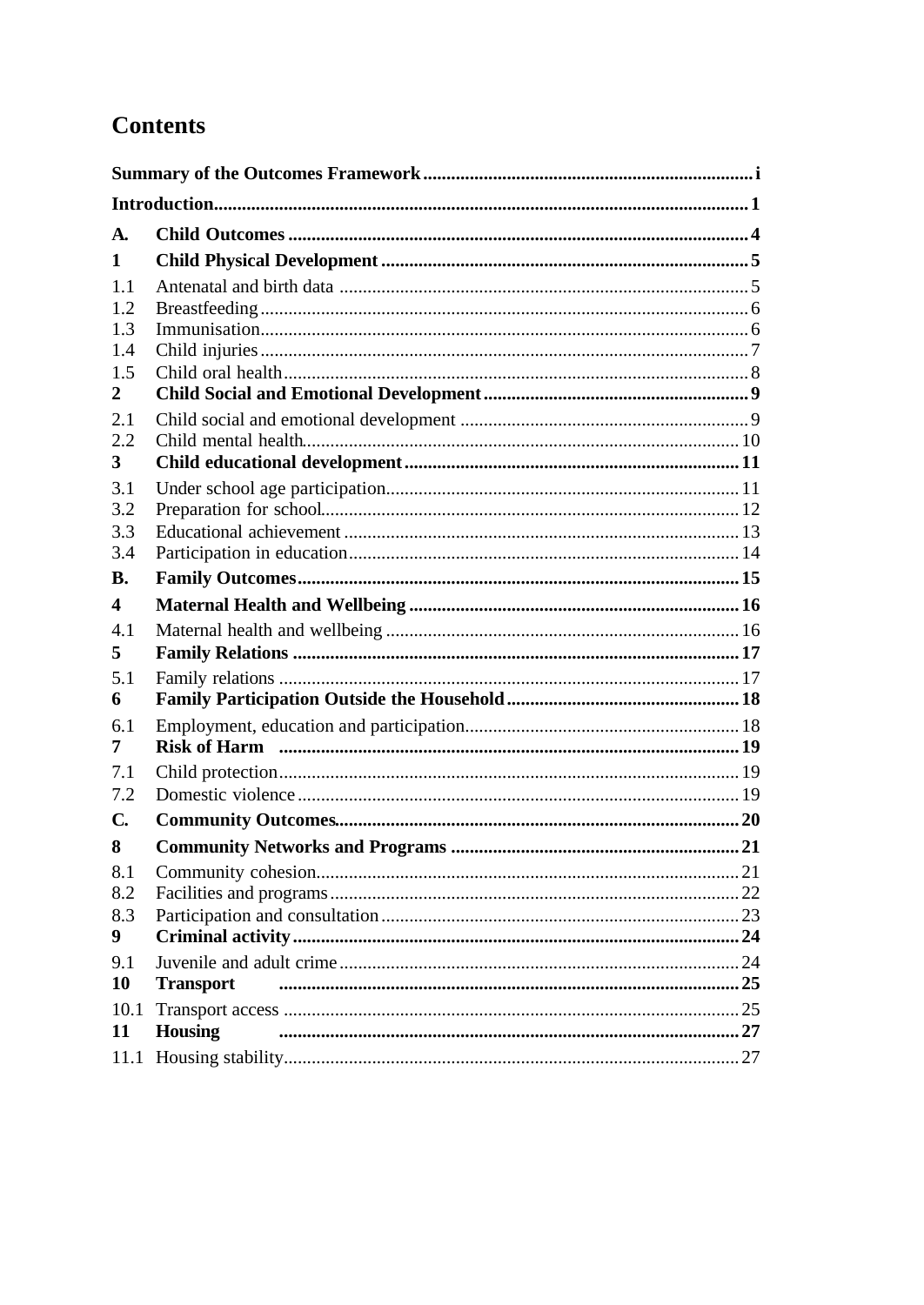# Contents

**Summary of the Outcomes Framework** ........ i

**Introduction** ........ 1

**A. Child Outcomes** ........ 4

**1 Child Physical Development** ........ 5

1.1 Antenatal and birth data ........ 5
1.2 Breastfeeding ........ 6
1.3 Immunisation ........ 6
1.4 Child injuries ........ 7
1.5 Child oral health ........ 8

**2 Child Social and Emotional Development** ........ 9

2.1 Child social and emotional development ........ 9
2.2 Child mental health ........ 10

**3 Child educational development** ........ 11

3.1 Under school age participation ........ 11
3.2 Preparation for school ........ 12
3.3 Educational achievement ........ 13
3.4 Participation in education ........ 14

**B. Family Outcomes** ........ 15

**4 Maternal Health and Wellbeing** ........ 16

4.1 Maternal health and wellbeing ........ 16

**5 Family Relations** ........ 17

5.1 Family relations ........ 17

**6 Family Participation Outside the Household** ........ 18

6.1 Employment, education and participation ........ 18

**7 Risk of Harm** ........ 19

7.1 Child protection ........ 19
7.2 Domestic violence ........ 19

**C. Community Outcomes** ........ 20

**8 Community Networks and Programs** ........ 21

8.1 Community cohesion ........ 21
8.2 Facilities and programs ........ 22
8.3 Participation and consultation ........ 23

**9 Criminal activity** ........ 24

9.1 Juvenile and adult crime ........ 24

**10 Transport** ........ 25

10.1 Transport access ........ 25

**11 Housing** ........ 27

11.1 Housing stability ........ 27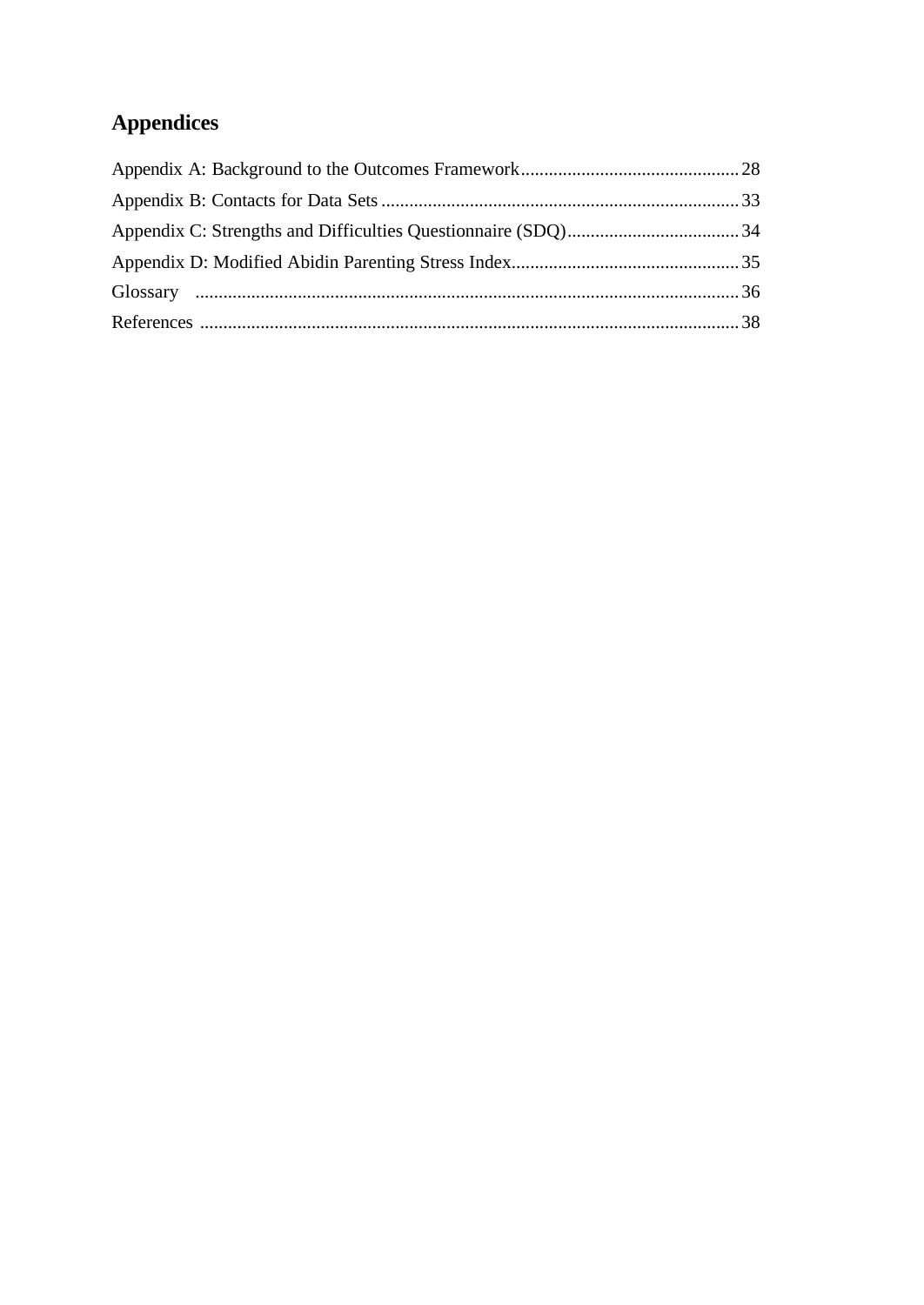## Appendices

Appendix A: Background to the Outcomes Framework ............................................. 28

Appendix B: Contacts for Data Sets ........................................................................... 33

Appendix C: Strengths and Difficulties Questionnaire (SDQ) ..................................... 34

Appendix D: Modified Abidin Parenting Stress Index ................................................. 35

Glossary ...................................................................................................................... 36

References .................................................................................................................. 38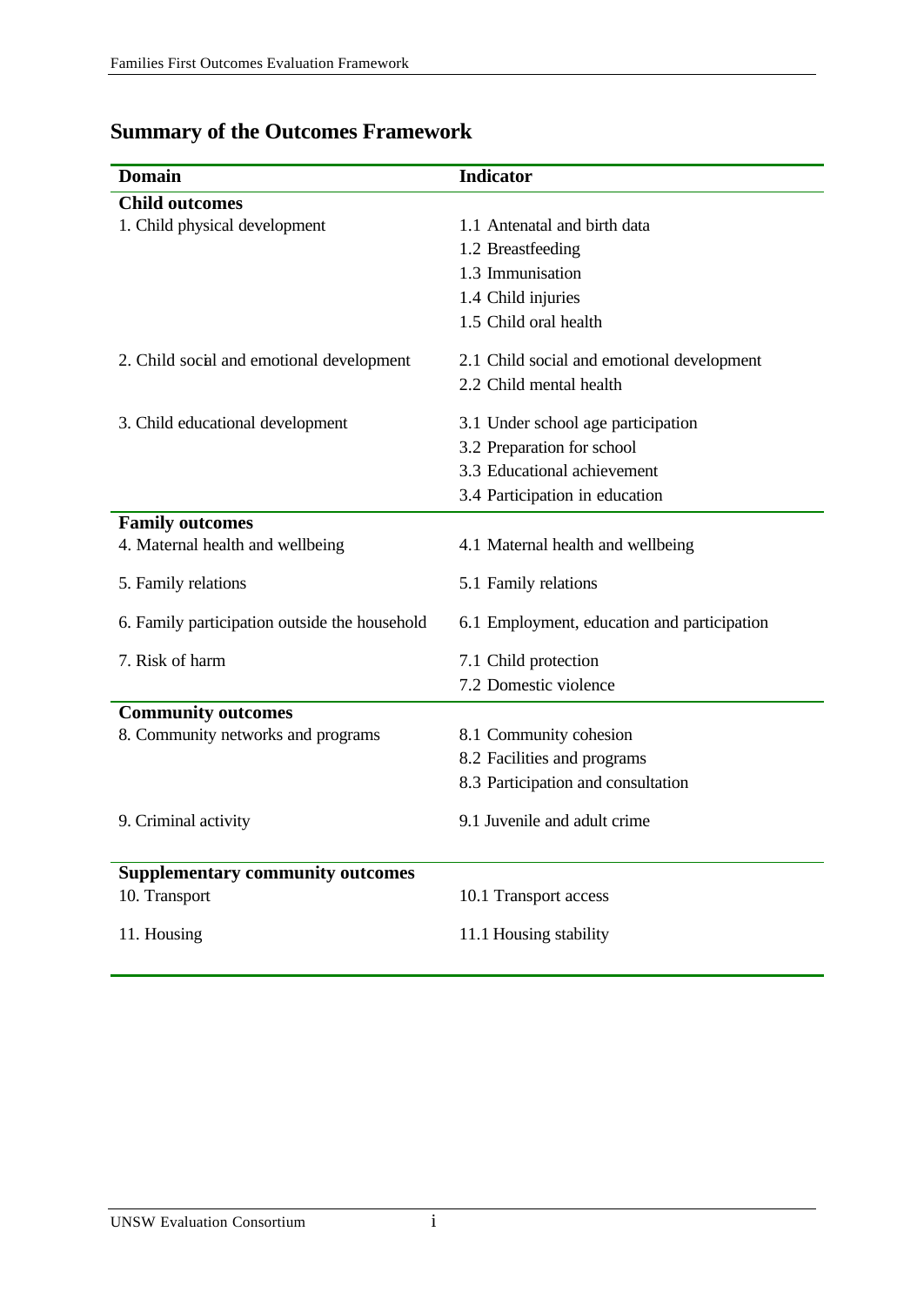## Summary of the Outcomes Framework

| Domain | Indicator |
|---|---|
| **Child outcomes** | |
| 1. Child physical development | 1.1 Antenatal and birth data |
| | 1.2 Breastfeeding |
| | 1.3 Immunisation |
| | 1.4 Child injuries |
| | 1.5 Child oral health |
| 2. Child social and emotional development | 2.1 Child social and emotional development |
| | 2.2 Child mental health |
| 3. Child educational development | 3.1 Under school age participation |
| | 3.2 Preparation for school |
| | 3.3 Educational achievement |
| | 3.4 Participation in education |
| **Family outcomes** | |
| 4. Maternal health and wellbeing | 4.1 Maternal health and wellbeing |
| 5. Family relations | 5.1 Family relations |
| 6. Family participation outside the household | 6.1 Employment, education and participation |
| 7. Risk of harm | 7.1 Child protection |
| | 7.2 Domestic violence |
| **Community outcomes** | |
| 8. Community networks and programs | 8.1 Community cohesion |
| | 8.2 Facilities and programs |
| | 8.3 Participation and consultation |
| 9. Criminal activity | 9.1 Juvenile and adult crime |
| **Supplementary community outcomes** | |
| 10. Transport | 10.1 Transport access |
| 11. Housing | 11.1 Housing stability |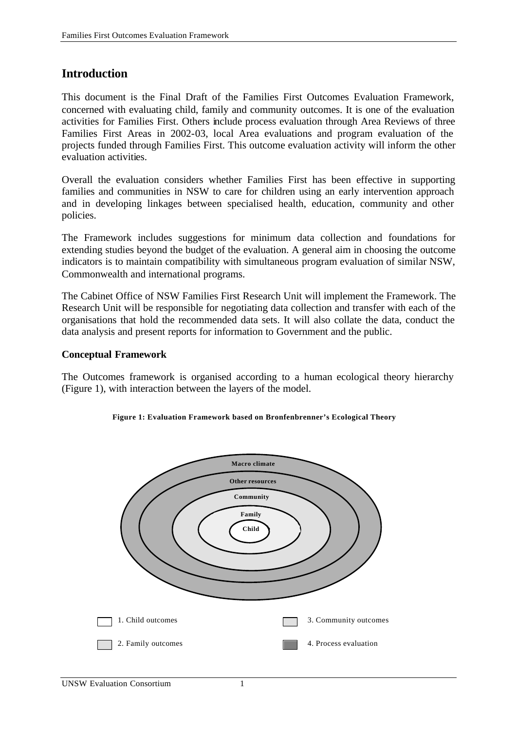## Introduction

This document is the Final Draft of the Families First Outcomes Evaluation Framework, concerned with evaluating child, family and community outcomes. It is one of the evaluation activities for Families First. Others include process evaluation through Area Reviews of three Families First Areas in 2002-03, local Area evaluations and program evaluation of the projects funded through Families First. This outcome evaluation activity will inform the other evaluation activities.

Overall the evaluation considers whether Families First has been effective in supporting families and communities in NSW to care for children using an early intervention approach and in developing linkages between specialised health, education, community and other policies.

The Framework includes suggestions for minimum data collection and foundations for extending studies beyond the budget of the evaluation. A general aim in choosing the outcome indicators is to maintain compatibility with simultaneous program evaluation of similar NSW, Commonwealth and international programs.

The Cabinet Office of NSW Families First Research Unit will implement the Framework. The Research Unit will be responsible for negotiating data collection and transfer with each of the organisations that hold the recommended data sets. It will also collate the data, conduct the data analysis and present reports for information to Government and the public.

### Conceptual Framework

The Outcomes framework is organised according to a human ecological theory hierarchy (Figure 1), with interaction between the layers of the model.

**Figure 1: Evaluation Framework based on Bronfenbrenner's Ecological Theory**

Macro climate

Other resources

Community

Family

Child

1. Child outcomes

2. Family outcomes

3. Community outcomes

4. Process evaluation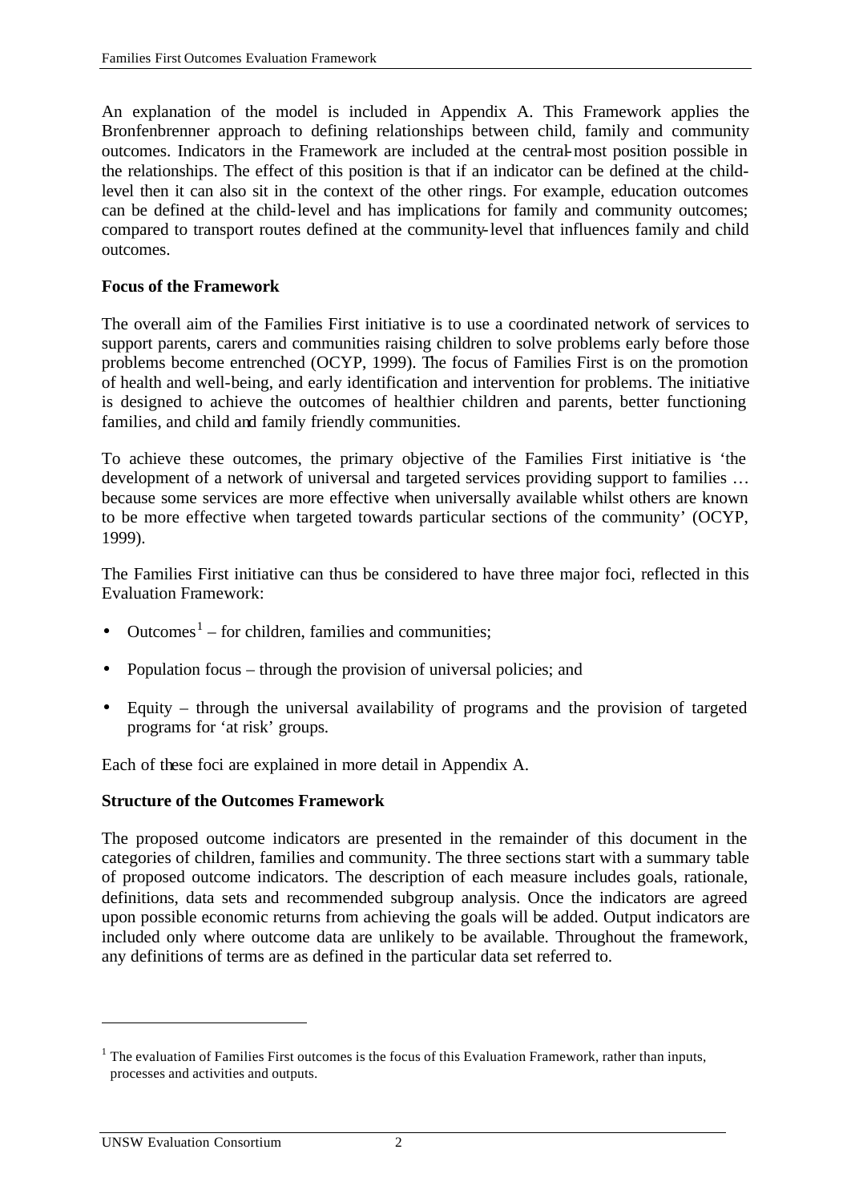An explanation of the model is included in Appendix A. This Framework applies the Bronfenbrenner approach to defining relationships between child, family and community outcomes. Indicators in the Framework are included at the central-most position possible in the relationships. The effect of this position is that if an indicator can be defined at the child-level then it can also sit in the context of the other rings. For example, education outcomes can be defined at the child-level and has implications for family and community outcomes; compared to transport routes defined at the community-level that influences family and child outcomes.

**Focus of the Framework**

The overall aim of the Families First initiative is to use a coordinated network of services to support parents, carers and communities raising children to solve problems early before those problems become entrenched (OCYP, 1999). The focus of Families First is on the promotion of health and well-being, and early identification and intervention for problems. The initiative is designed to achieve the outcomes of healthier children and parents, better functioning families, and child and family friendly communities.

To achieve these outcomes, the primary objective of the Families First initiative is 'the development of a network of universal and targeted services providing support to families … because some services are more effective when universally available whilst others are known to be more effective when targeted towards particular sections of the community' (OCYP, 1999).

The Families First initiative can thus be considered to have three major foci, reflected in this Evaluation Framework:

- Outcomes[1] – for children, families and communities;
- Population focus – through the provision of universal policies; and
- Equity – through the universal availability of programs and the provision of targeted programs for 'at risk' groups.

Each of these foci are explained in more detail in Appendix A.

**Structure of the Outcomes Framework**

The proposed outcome indicators are presented in the remainder of this document in the categories of children, families and community. The three sections start with a summary table of proposed outcome indicators. The description of each measure includes goals, rationale, definitions, data sets and recommended subgroup analysis. Once the indicators are agreed upon possible economic returns from achieving the goals will be added. Output indicators are included only where outcome data are unlikely to be available. Throughout the framework, any definitions of terms are as defined in the particular data set referred to.

[1] The evaluation of Families First outcomes is the focus of this Evaluation Framework, rather than inputs, processes and activities and outputs.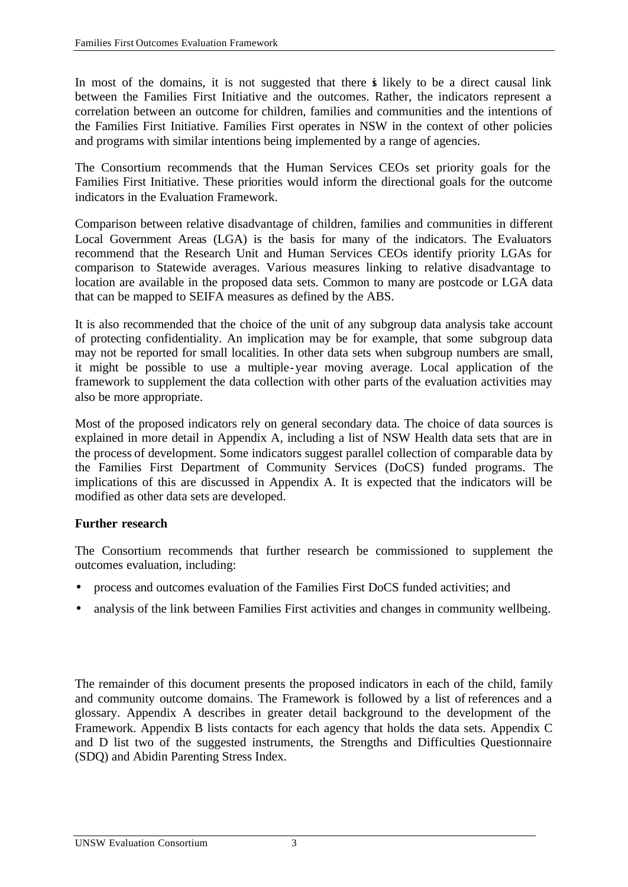In most of the domains, it is not suggested that there is likely to be a direct causal link between the Families First Initiative and the outcomes. Rather, the indicators represent a correlation between an outcome for children, families and communities and the intentions of the Families First Initiative. Families First operates in NSW in the context of other policies and programs with similar intentions being implemented by a range of agencies.

The Consortium recommends that the Human Services CEOs set priority goals for the Families First Initiative. These priorities would inform the directional goals for the outcome indicators in the Evaluation Framework.

Comparison between relative disadvantage of children, families and communities in different Local Government Areas (LGA) is the basis for many of the indicators. The Evaluators recommend that the Research Unit and Human Services CEOs identify priority LGAs for comparison to Statewide averages. Various measures linking to relative disadvantage to location are available in the proposed data sets. Common to many are postcode or LGA data that can be mapped to SEIFA measures as defined by the ABS.

It is also recommended that the choice of the unit of any subgroup data analysis take account of protecting confidentiality. An implication may be for example, that some subgroup data may not be reported for small localities. In other data sets when subgroup numbers are small, it might be possible to use a multiple-year moving average. Local application of the framework to supplement the data collection with other parts of the evaluation activities may also be more appropriate.

Most of the proposed indicators rely on general secondary data. The choice of data sources is explained in more detail in Appendix A, including a list of NSW Health data sets that are in the process of development. Some indicators suggest parallel collection of comparable data by the Families First Department of Community Services (DoCS) funded programs. The implications of this are discussed in Appendix A. It is expected that the indicators will be modified as other data sets are developed.

**Further research**

The Consortium recommends that further research be commissioned to supplement the outcomes evaluation, including:

- process and outcomes evaluation of the Families First DoCS funded activities; and
- analysis of the link between Families First activities and changes in community wellbeing.

The remainder of this document presents the proposed indicators in each of the child, family and community outcome domains. The Framework is followed by a list of references and a glossary. Appendix A describes in greater detail background to the development of the Framework. Appendix B lists contacts for each agency that holds the data sets. Appendix C and D list two of the suggested instruments, the Strengths and Difficulties Questionnaire (SDQ) and Abidin Parenting Stress Index.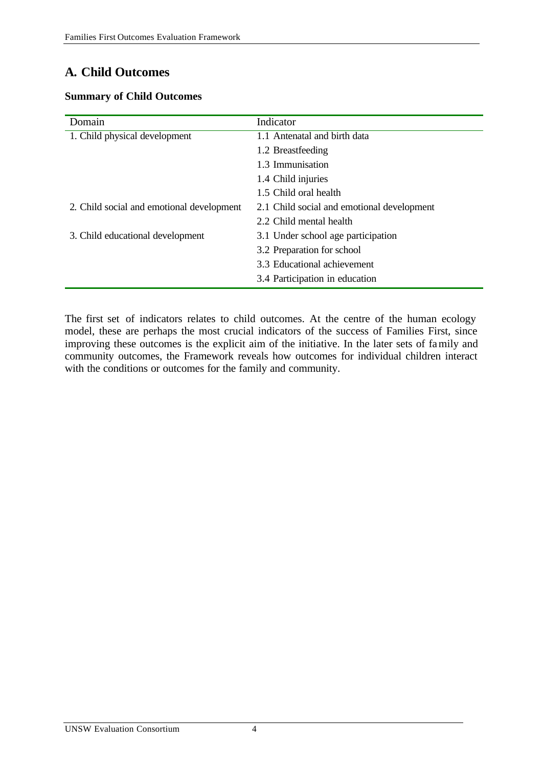## A. Child Outcomes

### Summary of Child Outcomes

| Domain | Indicator |
|---|---|
| 1. Child physical development | 1.1 Antenatal and birth data |
| | 1.2 Breastfeeding |
| | 1.3 Immunisation |
| | 1.4 Child injuries |
| | 1.5 Child oral health |
| 2. Child social and emotional development | 2.1 Child social and emotional development |
| | 2.2 Child mental health |
| 3. Child educational development | 3.1 Under school age participation |
| | 3.2 Preparation for school |
| | 3.3 Educational achievement |
| | 3.4 Participation in education |

The first set of indicators relates to child outcomes. At the centre of the human ecology model, these are perhaps the most crucial indicators of the success of Families First, since improving these outcomes is the explicit aim of the initiative. In the later sets of family and community outcomes, the Framework reveals how outcomes for individual children interact with the conditions or outcomes for the family and community.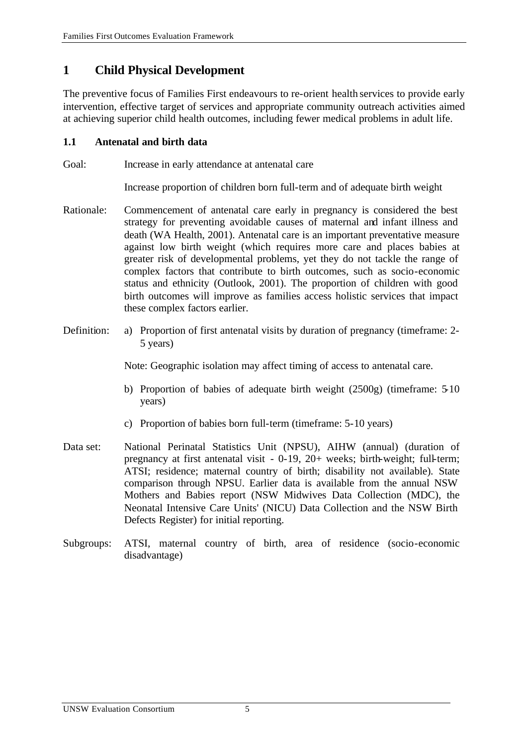# 1 Child Physical Development

The preventive focus of Families First endeavours to re-orient health services to provide early intervention, effective target of services and appropriate community outreach activities aimed at achieving superior child health outcomes, including fewer medical problems in adult life.

## 1.1 Antenatal and birth data

Goal: Increase in early attendance at antenatal care

Increase proportion of children born full-term and of adequate birth weight

Rationale: Commencement of antenatal care early in pregnancy is considered the best strategy for preventing avoidable causes of maternal and infant illness and death (WA Health, 2001). Antenatal care is an important preventative measure against low birth weight (which requires more care and places babies at greater risk of developmental problems, yet they do not tackle the range of complex factors that contribute to birth outcomes, such as socio-economic status and ethnicity (Outlook, 2001). The proportion of children with good birth outcomes will improve as families access holistic services that impact these complex factors earlier.

Definition:

a) Proportion of first antenatal visits by duration of pregnancy (timeframe: 2-5 years)

Note: Geographic isolation may affect timing of access to antenatal care.

b) Proportion of babies of adequate birth weight (2500g) (timeframe: 5-10 years)

c) Proportion of babies born full-term (timeframe: 5-10 years)

Data set: National Perinatal Statistics Unit (NPSU), AIHW (annual) (duration of pregnancy at first antenatal visit - 0-19, 20+ weeks; birth-weight; full-term; ATSI; residence; maternal country of birth; disability not available). State comparison through NPSU. Earlier data is available from the annual NSW Mothers and Babies report (NSW Midwives Data Collection (MDC), the Neonatal Intensive Care Units' (NICU) Data Collection and the NSW Birth Defects Register) for initial reporting.

Subgroups: ATSI, maternal country of birth, area of residence (socio-economic disadvantage)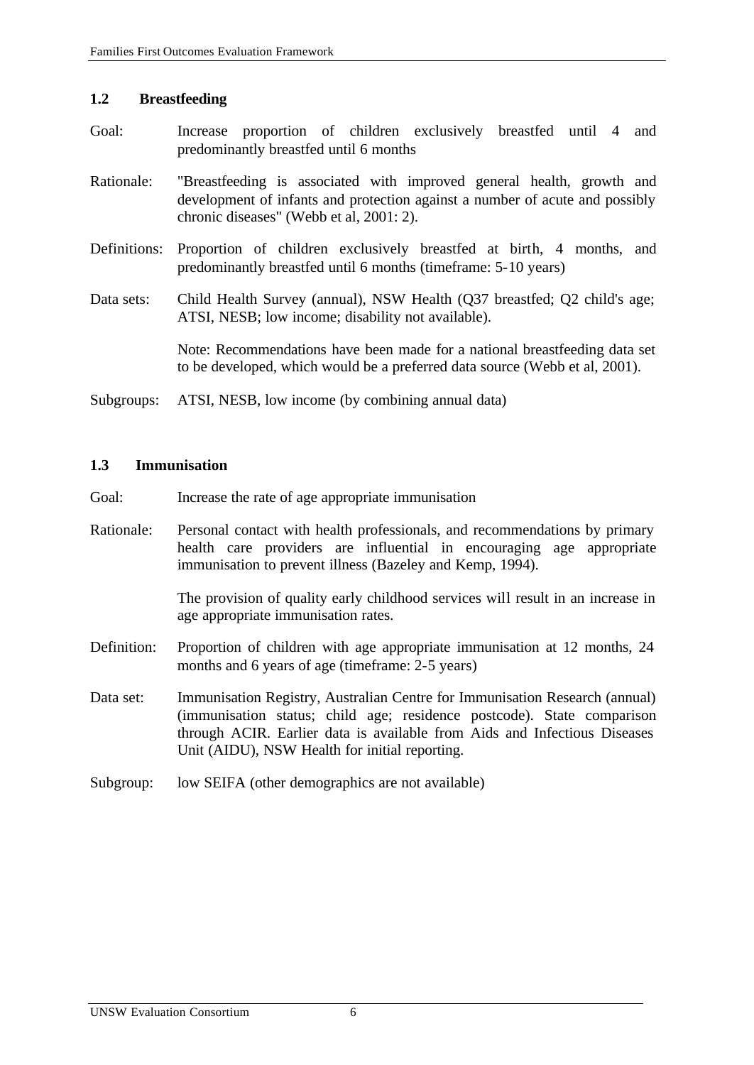### 1.2 Breastfeeding

Goal: Increase proportion of children exclusively breastfed until 4 and predominantly breastfed until 6 months

Rationale: "Breastfeeding is associated with improved general health, growth and development of infants and protection against a number of acute and possibly chronic diseases" (Webb et al, 2001: 2).

Definitions: Proportion of children exclusively breastfed at birth, 4 months, and predominantly breastfed until 6 months (timeframe: 5-10 years)

Data sets: Child Health Survey (annual), NSW Health (Q37 breastfed; Q2 child's age; ATSI, NESB; low income; disability not available).

Note: Recommendations have been made for a national breastfeeding data set to be developed, which would be a preferred data source (Webb et al, 2001).

Subgroups: ATSI, NESB, low income (by combining annual data)

### 1.3 Immunisation

Goal: Increase the rate of age appropriate immunisation

Rationale: Personal contact with health professionals, and recommendations by primary health care providers are influential in encouraging age appropriate immunisation to prevent illness (Bazeley and Kemp, 1994).

The provision of quality early childhood services will result in an increase in age appropriate immunisation rates.

Definition: Proportion of children with age appropriate immunisation at 12 months, 24 months and 6 years of age (timeframe: 2-5 years)

Data set: Immunisation Registry, Australian Centre for Immunisation Research (annual) (immunisation status; child age; residence postcode). State comparison through ACIR. Earlier data is available from Aids and Infectious Diseases Unit (AIDU), NSW Health for initial reporting.

Subgroup: low SEIFA (other demographics are not available)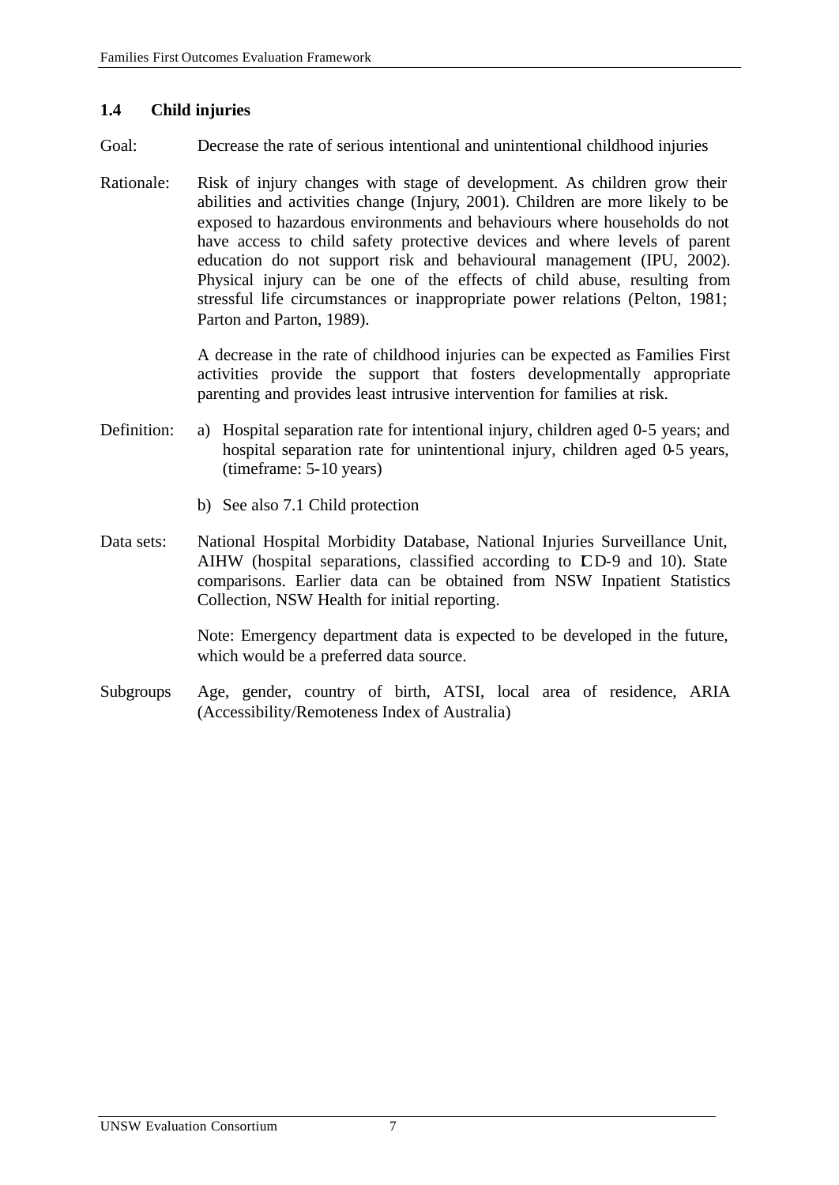## 1.4 Child injuries

Goal: Decrease the rate of serious intentional and unintentional childhood injuries

Rationale: Risk of injury changes with stage of development. As children grow their abilities and activities change (Injury, 2001). Children are more likely to be exposed to hazardous environments and behaviours where households do not have access to child safety protective devices and where levels of parent education do not support risk and behavioural management (IPU, 2002). Physical injury can be one of the effects of child abuse, resulting from stressful life circumstances or inappropriate power relations (Pelton, 1981; Parton and Parton, 1989).

A decrease in the rate of childhood injuries can be expected as Families First activities provide the support that fosters developmentally appropriate parenting and provides least intrusive intervention for families at risk.

Definition:

a) Hospital separation rate for intentional injury, children aged 0-5 years; and hospital separation rate for unintentional injury, children aged 0-5 years, (timeframe: 5-10 years)

b) See also 7.1 Child protection

Data sets: National Hospital Morbidity Database, National Injuries Surveillance Unit, AIHW (hospital separations, classified according to ICD-9 and 10). State comparisons. Earlier data can be obtained from NSW Inpatient Statistics Collection, NSW Health for initial reporting.

Note: Emergency department data is expected to be developed in the future, which would be a preferred data source.

Subgroups Age, gender, country of birth, ATSI, local area of residence, ARIA (Accessibility/Remoteness Index of Australia)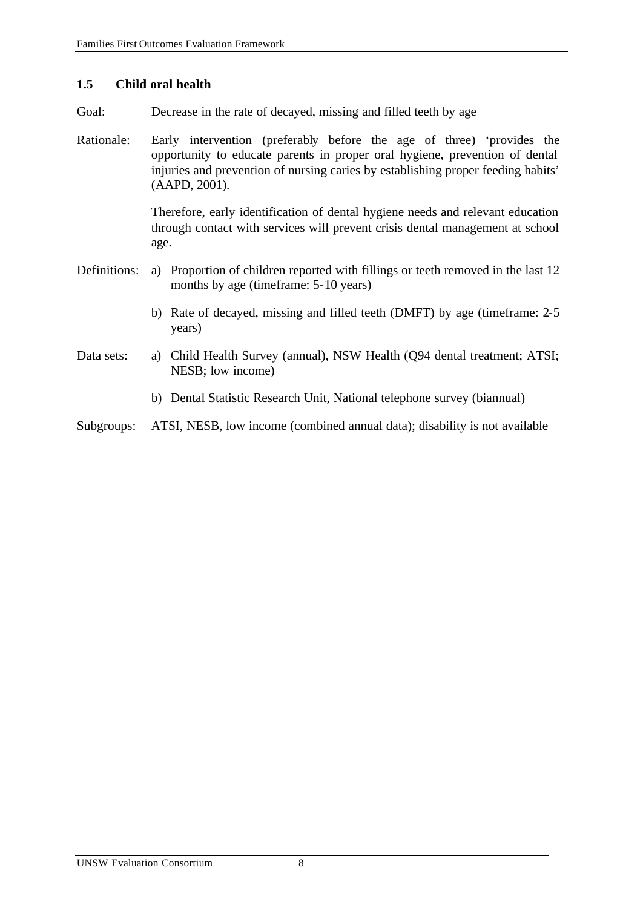### 1.5 Child oral health

Goal: Decrease in the rate of decayed, missing and filled teeth by age

Rationale: Early intervention (preferably before the age of three) 'provides the opportunity to educate parents in proper oral hygiene, prevention of dental injuries and prevention of nursing caries by establishing proper feeding habits' (AAPD, 2001).

Therefore, early identification of dental hygiene needs and relevant education through contact with services will prevent crisis dental management at school age.

Definitions:

a) Proportion of children reported with fillings or teeth removed in the last 12 months by age (timeframe: 5-10 years)

b) Rate of decayed, missing and filled teeth (DMFT) by age (timeframe: 2-5 years)

Data sets:

a) Child Health Survey (annual), NSW Health (Q94 dental treatment; ATSI; NESB; low income)

b) Dental Statistic Research Unit, National telephone survey (biannual)

Subgroups: ATSI, NESB, low income (combined annual data); disability is not available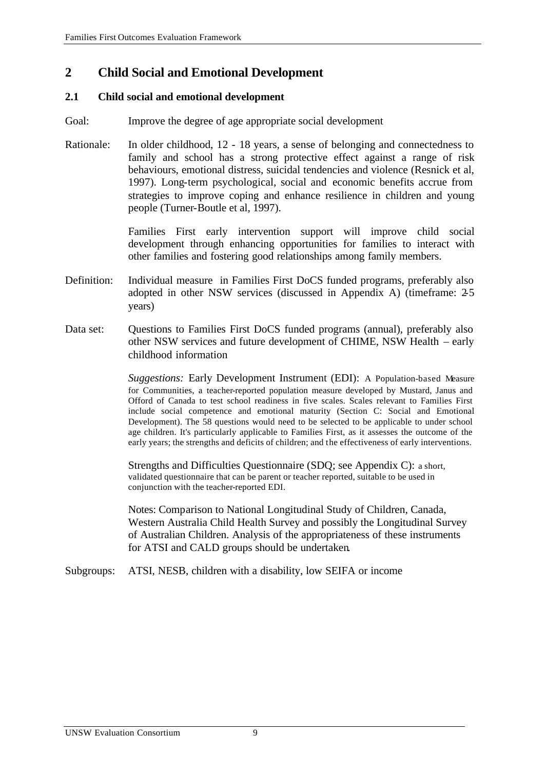## 2 Child Social and Emotional Development

### 2.1 Child social and emotional development

Goal: Improve the degree of age appropriate social development

Rationale: In older childhood, 12 - 18 years, a sense of belonging and connectedness to family and school has a strong protective effect against a range of risk behaviours, emotional distress, suicidal tendencies and violence (Resnick et al, 1997). Long-term psychological, social and economic benefits accrue from strategies to improve coping and enhance resilience in children and young people (Turner-Boutle et al, 1997).

Families First early intervention support will improve child social development through enhancing opportunities for families to interact with other families and fostering good relationships among family members.

Definition: Individual measure in Families First DoCS funded programs, preferably also adopted in other NSW services (discussed in Appendix A) (timeframe: 2-5 years)

Data set: Questions to Families First DoCS funded programs (annual), preferably also other NSW services and future development of CHIME, NSW Health – early childhood information

*Suggestions:* Early Development Instrument (EDI): A Population-based Measure for Communities, a teacher-reported population measure developed by Mustard, Janus and Offord of Canada to test school readiness in five scales. Scales relevant to Families First include social competence and emotional maturity (Section C: Social and Emotional Development). The 58 questions would need to be selected to be applicable to under school age children. It's particularly applicable to Families First, as it assesses the outcome of the early years; the strengths and deficits of children; and the effectiveness of early interventions.

Strengths and Difficulties Questionnaire (SDQ; see Appendix C): a short, validated questionnaire that can be parent or teacher reported, suitable to be used in conjunction with the teacher-reported EDI.

Notes: Comparison to National Longitudinal Study of Children, Canada, Western Australia Child Health Survey and possibly the Longitudinal Survey of Australian Children. Analysis of the appropriateness of these instruments for ATSI and CALD groups should be undertaken.

Subgroups: ATSI, NESB, children with a disability, low SEIFA or income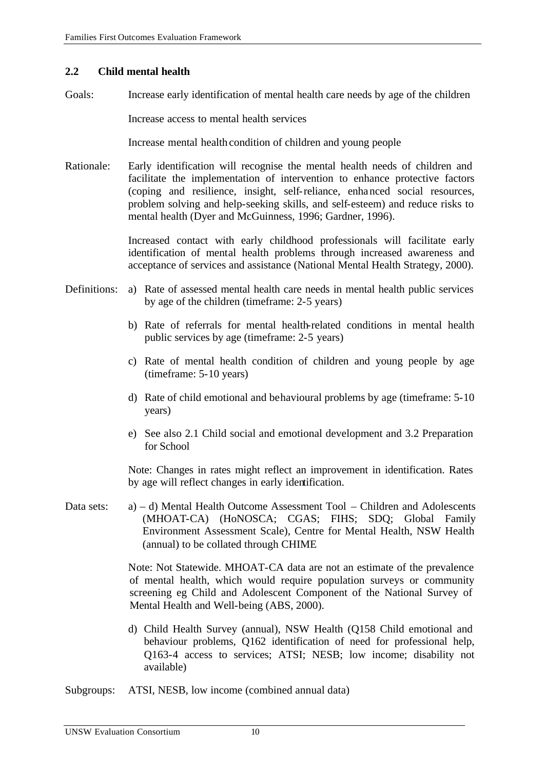## 2.2 Child mental health

Goals: Increase early identification of mental health care needs by age of the children

Increase access to mental health services

Increase mental health condition of children and young people

Rationale: Early identification will recognise the mental health needs of children and facilitate the implementation of intervention to enhance protective factors (coping and resilience, insight, self-reliance, enhanced social resources, problem solving and help-seeking skills, and self-esteem) and reduce risks to mental health (Dyer and McGuinness, 1996; Gardner, 1996).

Increased contact with early childhood professionals will facilitate early identification of mental health problems through increased awareness and acceptance of services and assistance (National Mental Health Strategy, 2000).

Definitions:

a) Rate of assessed mental health care needs in mental health public services by age of the children (timeframe: 2-5 years)

b) Rate of referrals for mental health-related conditions in mental health public services by age (timeframe: 2-5 years)

c) Rate of mental health condition of children and young people by age (timeframe: 5-10 years)

d) Rate of child emotional and behavioural problems by age (timeframe: 5-10 years)

e) See also 2.1 Child social and emotional development and 3.2 Preparation for School

Note: Changes in rates might reflect an improvement in identification. Rates by age will reflect changes in early identification.

Data sets:

a) – d) Mental Health Outcome Assessment Tool – Children and Adolescents (MHOAT-CA) (HoNOSCA; CGAS; FIHS; SDQ; Global Family Environment Assessment Scale), Centre for Mental Health, NSW Health (annual) to be collated through CHIME

Note: Not Statewide. MHOAT-CA data are not an estimate of the prevalence of mental health, which would require population surveys or community screening eg Child and Adolescent Component of the National Survey of Mental Health and Well-being (ABS, 2000).

d) Child Health Survey (annual), NSW Health (Q158 Child emotional and behaviour problems, Q162 identification of need for professional help, Q163-4 access to services; ATSI; NESB; low income; disability not available)

Subgroups: ATSI, NESB, low income (combined annual data)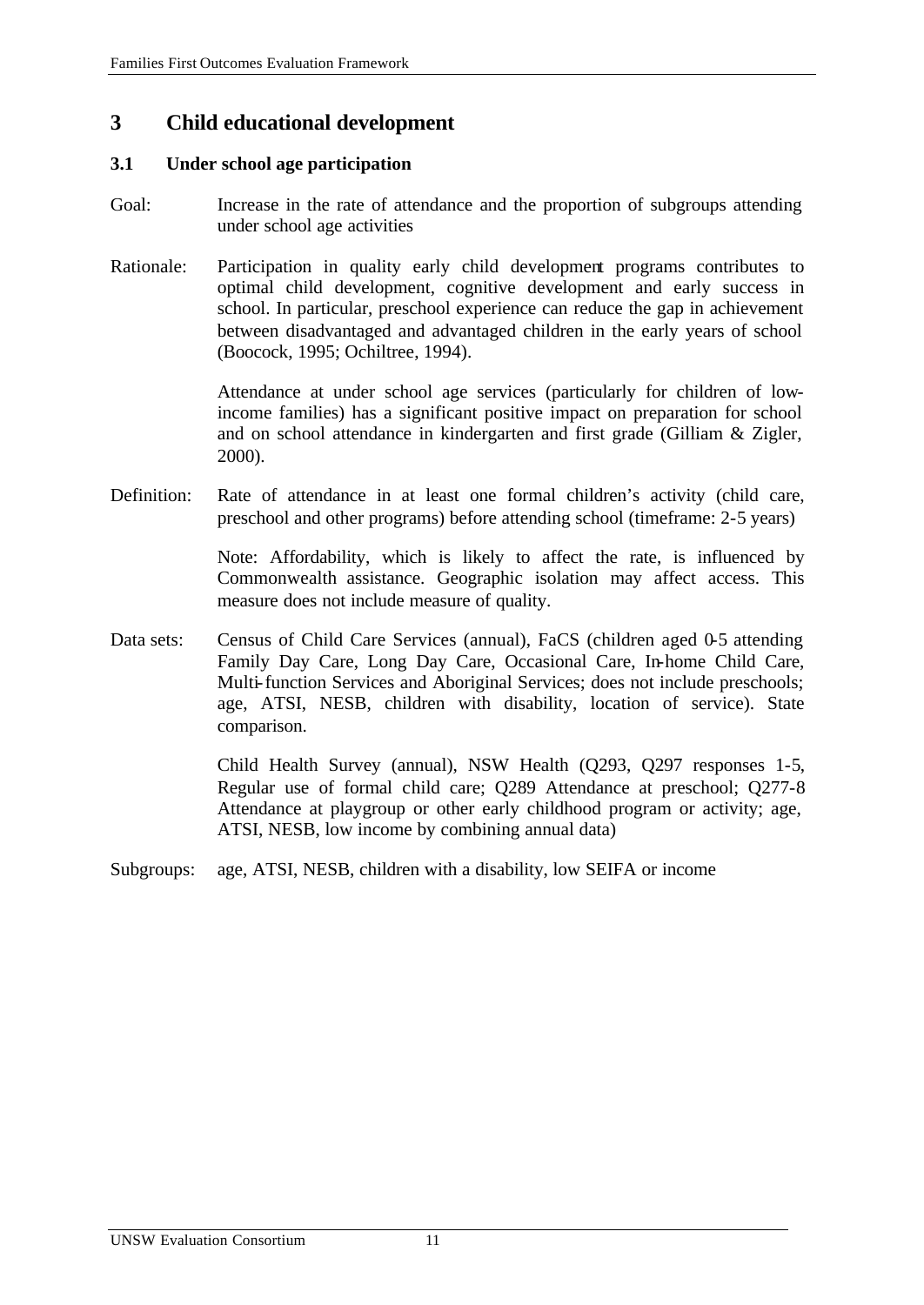# 3 Child educational development

## 3.1 Under school age participation

Goal: Increase in the rate of attendance and the proportion of subgroups attending under school age activities

Rationale: Participation in quality early child development programs contributes to optimal child development, cognitive development and early success in school. In particular, preschool experience can reduce the gap in achievement between disadvantaged and advantaged children in the early years of school (Boocock, 1995; Ochiltree, 1994).

Attendance at under school age services (particularly for children of low-income families) has a significant positive impact on preparation for school and on school attendance in kindergarten and first grade (Gilliam & Zigler, 2000).

Definition: Rate of attendance in at least one formal children's activity (child care, preschool and other programs) before attending school (timeframe: 2-5 years)

Note: Affordability, which is likely to affect the rate, is influenced by Commonwealth assistance. Geographic isolation may affect access. This measure does not include measure of quality.

Data sets: Census of Child Care Services (annual), FaCS (children aged 0-5 attending Family Day Care, Long Day Care, Occasional Care, In-home Child Care, Multi-function Services and Aboriginal Services; does not include preschools; age, ATSI, NESB, children with disability, location of service). State comparison.

Child Health Survey (annual), NSW Health (Q293, Q297 responses 1-5, Regular use of formal child care; Q289 Attendance at preschool; Q277-8 Attendance at playgroup or other early childhood program or activity; age, ATSI, NESB, low income by combining annual data)

Subgroups: age, ATSI, NESB, children with a disability, low SEIFA or income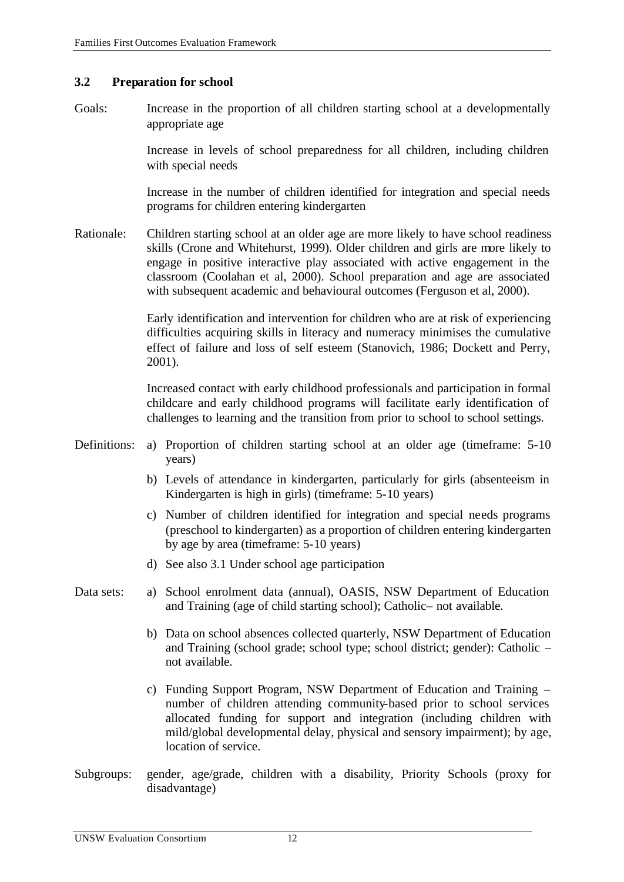### 3.2 Preparation for school

Goals: Increase in the proportion of all children starting school at a developmentally appropriate age

Increase in levels of school preparedness for all children, including children with special needs

Increase in the number of children identified for integration and special needs programs for children entering kindergarten

Rationale: Children starting school at an older age are more likely to have school readiness skills (Crone and Whitehurst, 1999). Older children and girls are more likely to engage in positive interactive play associated with active engagement in the classroom (Coolahan et al, 2000). School preparation and age are associated with subsequent academic and behavioural outcomes (Ferguson et al, 2000).

Early identification and intervention for children who are at risk of experiencing difficulties acquiring skills in literacy and numeracy minimises the cumulative effect of failure and loss of self esteem (Stanovich, 1986; Dockett and Perry, 2001).

Increased contact with early childhood professionals and participation in formal childcare and early childhood programs will facilitate early identification of challenges to learning and the transition from prior to school to school settings.

Definitions:

a) Proportion of children starting school at an older age (timeframe: 5-10 years)

b) Levels of attendance in kindergarten, particularly for girls (absenteeism in Kindergarten is high in girls) (timeframe: 5-10 years)

c) Number of children identified for integration and special needs programs (preschool to kindergarten) as a proportion of children entering kindergarten by age by area (timeframe: 5-10 years)

d) See also 3.1 Under school age participation

Data sets:

a) School enrolment data (annual), OASIS, NSW Department of Education and Training (age of child starting school); Catholic– not available.

b) Data on school absences collected quarterly, NSW Department of Education and Training (school grade; school type; school district; gender): Catholic – not available.

c) Funding Support Program, NSW Department of Education and Training – number of children attending community-based prior to school services allocated funding for support and integration (including children with mild/global developmental delay, physical and sensory impairment); by age, location of service.

Subgroups: gender, age/grade, children with a disability, Priority Schools (proxy for disadvantage)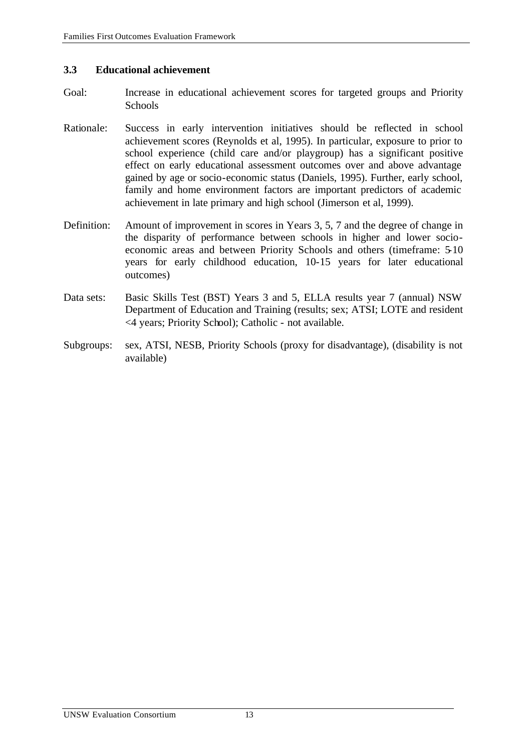### 3.3 Educational achievement

Goal: Increase in educational achievement scores for targeted groups and Priority Schools

Rationale: Success in early intervention initiatives should be reflected in school achievement scores (Reynolds et al, 1995). In particular, exposure to prior to school experience (child care and/or playgroup) has a significant positive effect on early educational assessment outcomes over and above advantage gained by age or socio-economic status (Daniels, 1995). Further, early school, family and home environment factors are important predictors of academic achievement in late primary and high school (Jimerson et al, 1999).

Definition: Amount of improvement in scores in Years 3, 5, 7 and the degree of change in the disparity of performance between schools in higher and lower socio-economic areas and between Priority Schools and others (timeframe: 5-10 years for early childhood education, 10-15 years for later educational outcomes)

Data sets: Basic Skills Test (BST) Years 3 and 5, ELLA results year 7 (annual) NSW Department of Education and Training (results; sex; ATSI; LOTE and resident <4 years; Priority School); Catholic - not available.

Subgroups: sex, ATSI, NESB, Priority Schools (proxy for disadvantage), (disability is not available)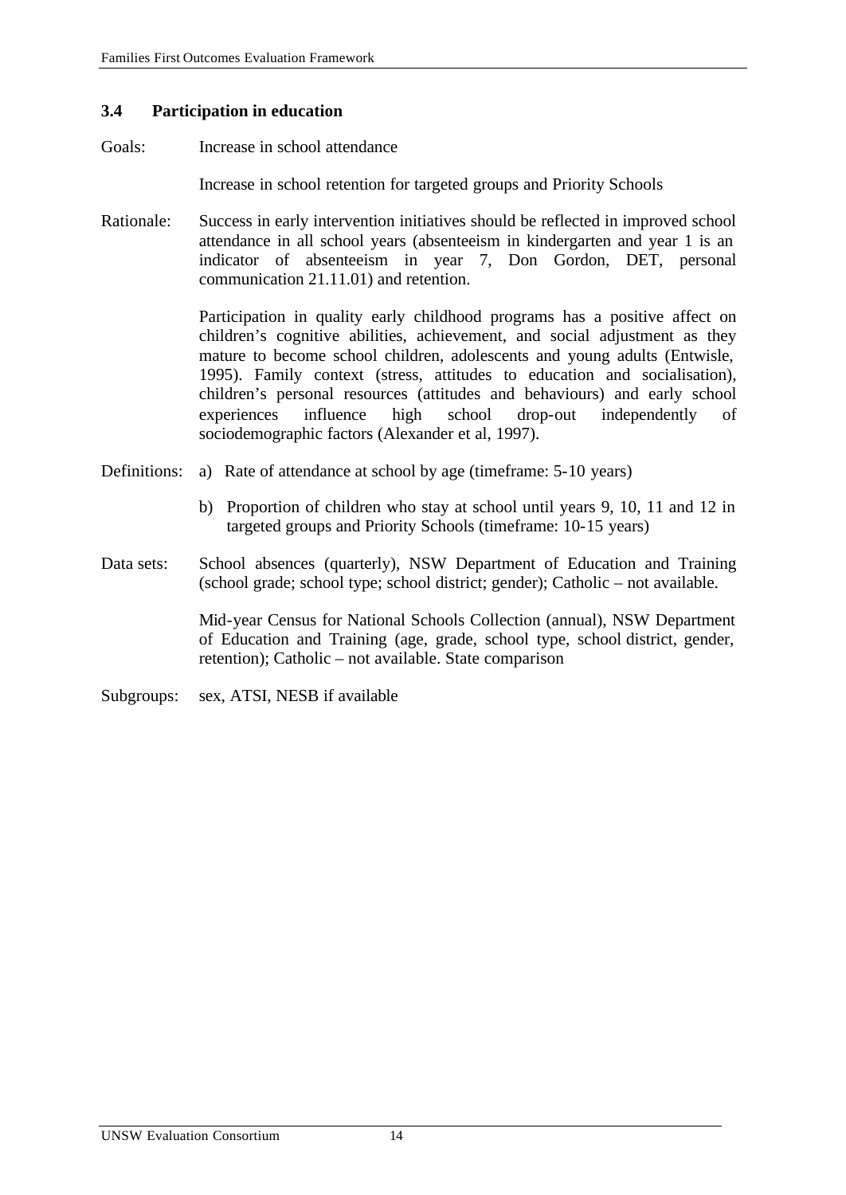### 3.4 Participation in education

Goals: Increase in school attendance

Increase in school retention for targeted groups and Priority Schools

Rationale: Success in early intervention initiatives should be reflected in improved school attendance in all school years (absenteeism in kindergarten and year 1 is an indicator of absenteeism in year 7, Don Gordon, DET, personal communication 21.11.01) and retention.

Participation in quality early childhood programs has a positive affect on children's cognitive abilities, achievement, and social adjustment as they mature to become school children, adolescents and young adults (Entwisle, 1995). Family context (stress, attitudes to education and socialisation), children's personal resources (attitudes and behaviours) and early school experiences influence high school drop-out independently of sociodemographic factors (Alexander et al, 1997).

Definitions:

a) Rate of attendance at school by age (timeframe: 5-10 years)

b) Proportion of children who stay at school until years 9, 10, 11 and 12 in targeted groups and Priority Schools (timeframe: 10-15 years)

Data sets: School absences (quarterly), NSW Department of Education and Training (school grade; school type; school district; gender); Catholic – not available.

Mid-year Census for National Schools Collection (annual), NSW Department of Education and Training (age, grade, school type, school district, gender, retention); Catholic – not available. State comparison

Subgroups: sex, ATSI, NESB if available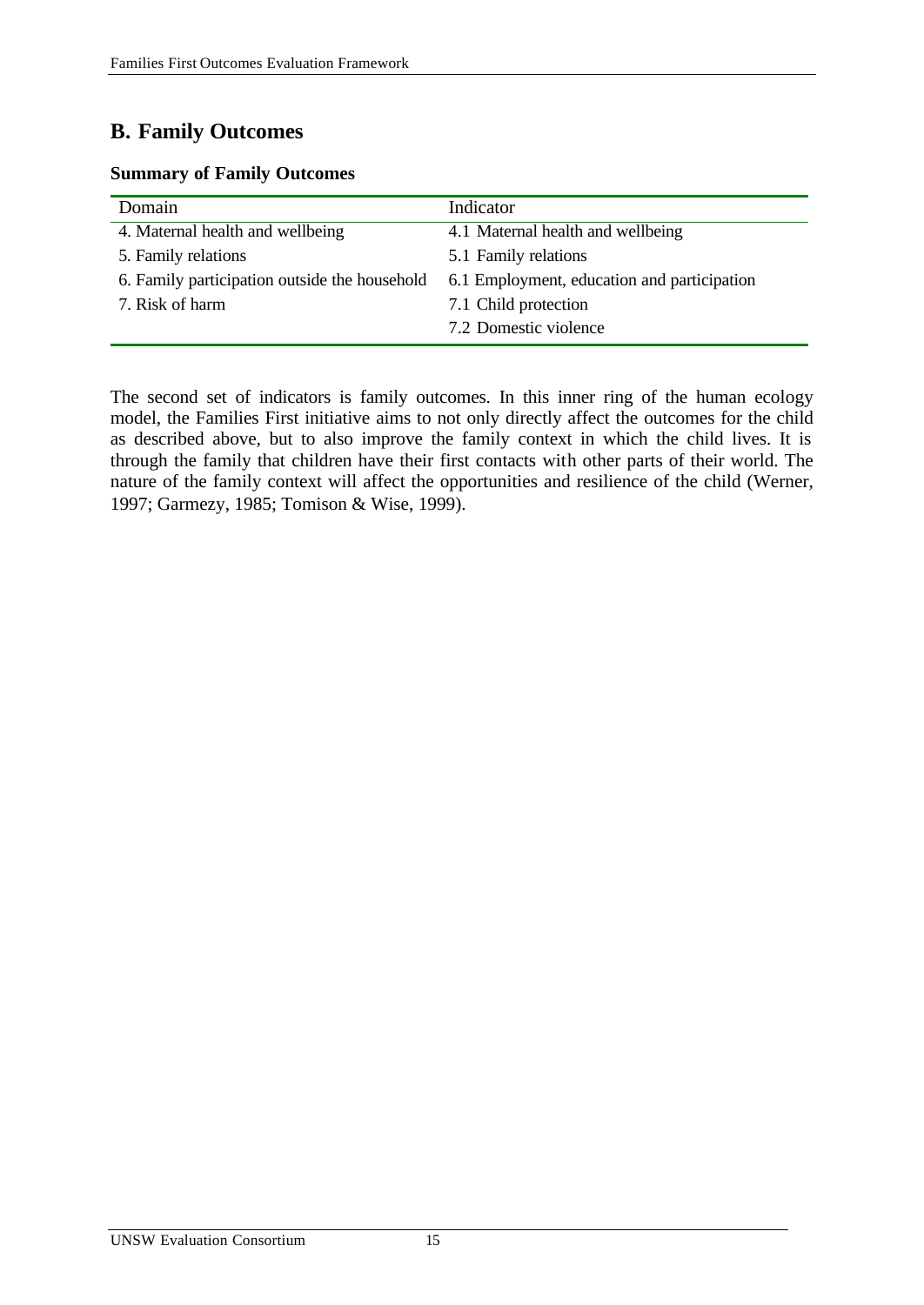## B. Family Outcomes

**Summary of Family Outcomes**

| Domain | Indicator |
|---|---|
| 4. Maternal health and wellbeing | 4.1 Maternal health and wellbeing |
| 5. Family relations | 5.1 Family relations |
| 6. Family participation outside the household | 6.1 Employment, education and participation |
| 7. Risk of harm | 7.1 Child protection |
| | 7.2 Domestic violence |

The second set of indicators is family outcomes. In this inner ring of the human ecology model, the Families First initiative aims to not only directly affect the outcomes for the child as described above, but to also improve the family context in which the child lives. It is through the family that children have their first contacts with other parts of their world. The nature of the family context will affect the opportunities and resilience of the child (Werner, 1997; Garmezy, 1985; Tomison & Wise, 1999).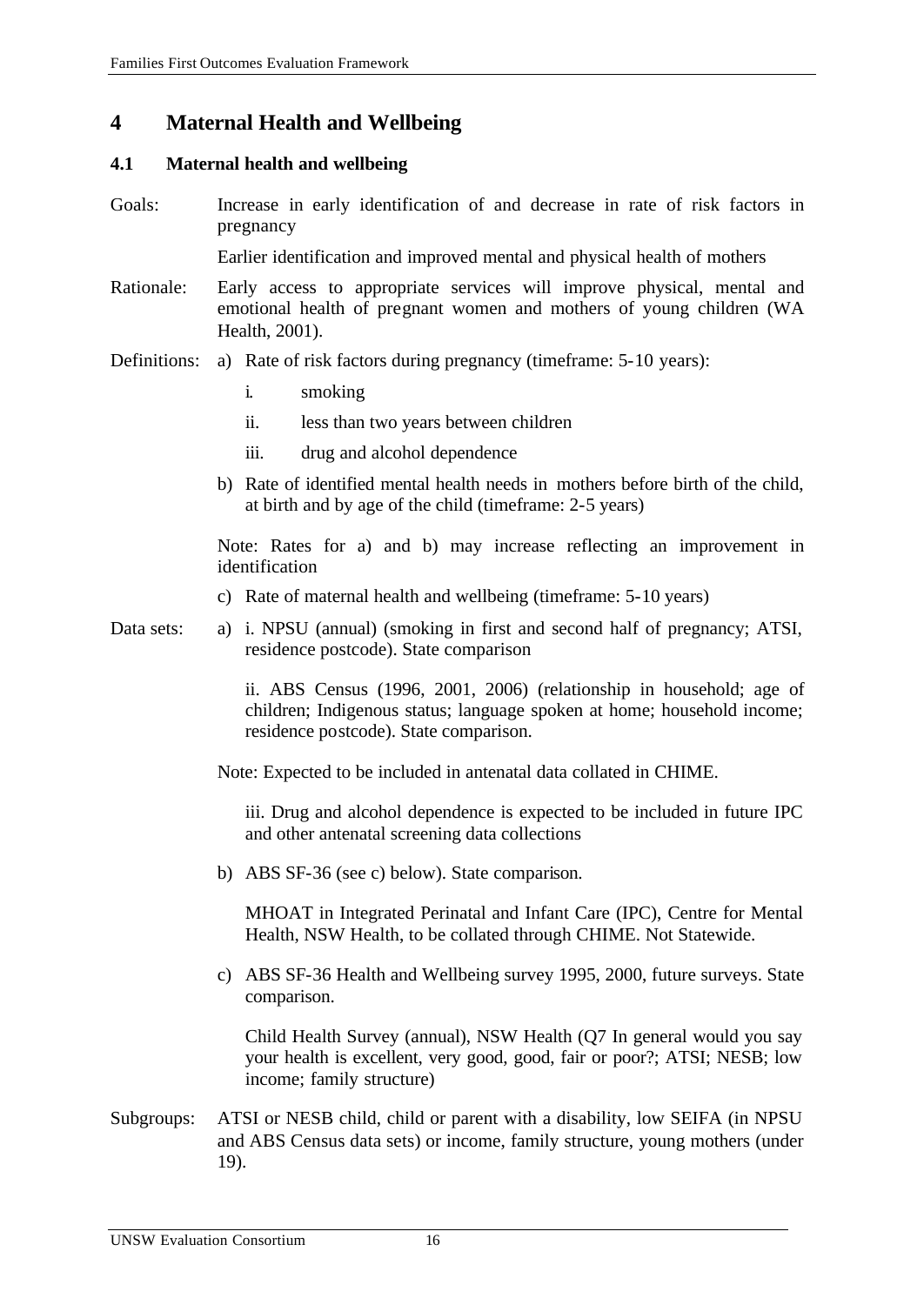# 4 Maternal Health and Wellbeing

## 4.1 Maternal health and wellbeing

**Goals:** Increase in early identification of and decrease in rate of risk factors in pregnancy

Earlier identification and improved mental and physical health of mothers

**Rationale:** Early access to appropriate services will improve physical, mental and emotional health of pregnant women and mothers of young children (WA Health, 2001).

**Definitions:**

a) Rate of risk factors during pregnancy (timeframe: 5-10 years):

   i. smoking

   ii. less than two years between children

   iii. drug and alcohol dependence

b) Rate of identified mental health needs in mothers before birth of the child, at birth and by age of the child (timeframe: 2-5 years)

Note: Rates for a) and b) may increase reflecting an improvement in identification

c) Rate of maternal health and wellbeing (timeframe: 5-10 years)

**Data sets:**

a) i. NPSU (annual) (smoking in first and second half of pregnancy; ATSI, residence postcode). State comparison

   ii. ABS Census (1996, 2001, 2006) (relationship in household; age of children; Indigenous status; language spoken at home; household income; residence postcode). State comparison.

Note: Expected to be included in antenatal data collated in CHIME.

   iii. Drug and alcohol dependence is expected to be included in future IPC and other antenatal screening data collections

b) ABS SF-36 (see c) below). State comparison.

   MHOAT in Integrated Perinatal and Infant Care (IPC), Centre for Mental Health, NSW Health, to be collated through CHIME. Not Statewide.

c) ABS SF-36 Health and Wellbeing survey 1995, 2000, future surveys. State comparison.

   Child Health Survey (annual), NSW Health (Q7 In general would you say your health is excellent, very good, good, fair or poor?; ATSI; NESB; low income; family structure)

**Subgroups:** ATSI or NESB child, child or parent with a disability, low SEIFA (in NPSU and ABS Census data sets) or income, family structure, young mothers (under 19).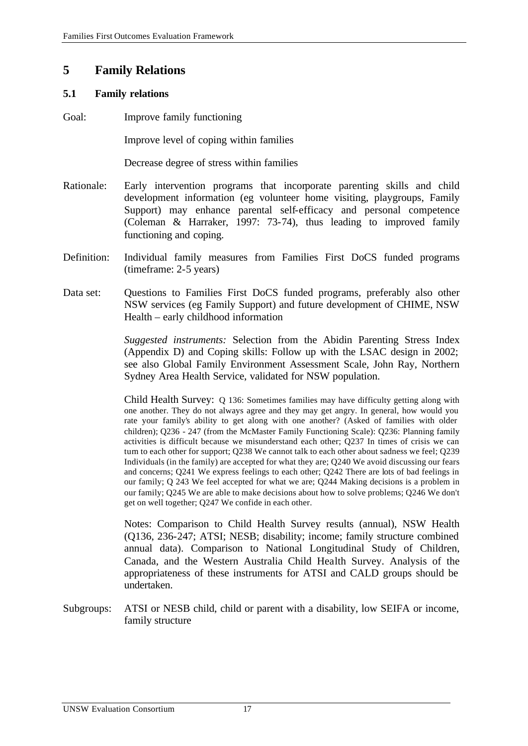# 5 Family Relations

## 5.1 Family relations

Goal: Improve family functioning

Improve level of coping within families

Decrease degree of stress within families

Rationale: Early intervention programs that incorporate parenting skills and child development information (eg volunteer home visiting, playgroups, Family Support) may enhance parental self-efficacy and personal competence (Coleman & Harraker, 1997: 73-74), thus leading to improved family functioning and coping.

Definition: Individual family measures from Families First DoCS funded programs (timeframe: 2-5 years)

Data set: Questions to Families First DoCS funded programs, preferably also other NSW services (eg Family Support) and future development of CHIME, NSW Health – early childhood information

*Suggested instruments:* Selection from the Abidin Parenting Stress Index (Appendix D) and Coping skills: Follow up with the LSAC design in 2002; see also Global Family Environment Assessment Scale, John Ray, Northern Sydney Area Health Service, validated for NSW population.

Child Health Survey: Q 136: Sometimes families may have difficulty getting along with one another. They do not always agree and they may get angry. In general, how would you rate your family's ability to get along with one another? (Asked of families with older children); Q236 - 247 (from the McMaster Family Functioning Scale): Q236: Planning family activities is difficult because we misunderstand each other; Q237 In times of crisis we can turn to each other for support; Q238 We cannot talk to each other about sadness we feel; Q239 Individuals (in the family) are accepted for what they are; Q240 We avoid discussing our fears and concerns; Q241 We express feelings to each other; Q242 There are lots of bad feelings in our family; Q 243 We feel accepted for what we are; Q244 Making decisions is a problem in our family; Q245 We are able to make decisions about how to solve problems; Q246 We don't get on well together; Q247 We confide in each other.

Notes: Comparison to Child Health Survey results (annual), NSW Health (Q136, 236-247; ATSI; NESB; disability; income; family structure combined annual data). Comparison to National Longitudinal Study of Children, Canada, and the Western Australia Child Health Survey. Analysis of the appropriateness of these instruments for ATSI and CALD groups should be undertaken.

Subgroups: ATSI or NESB child, child or parent with a disability, low SEIFA or income, family structure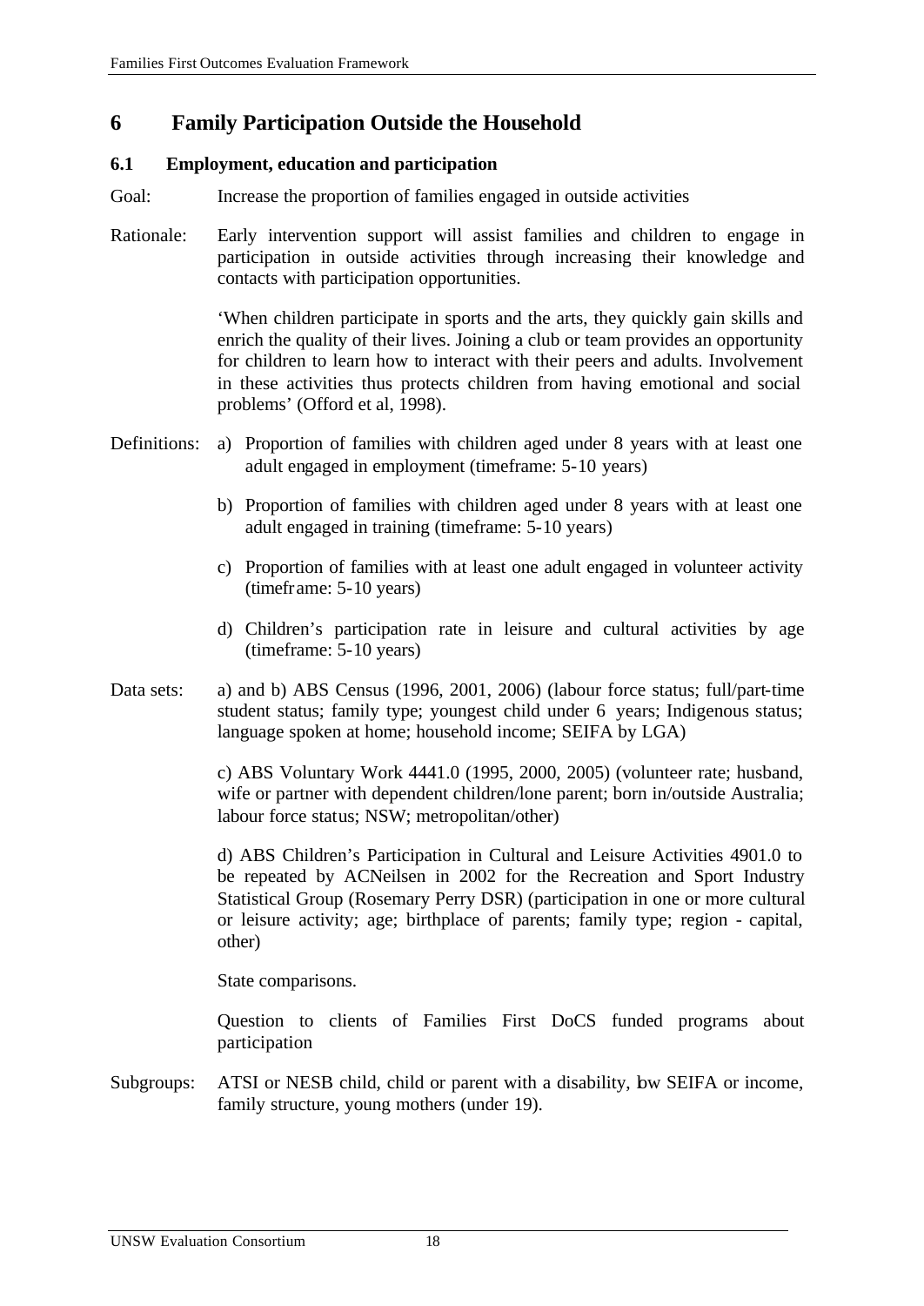# 6 Family Participation Outside the Household

## 6.1 Employment, education and participation

Goal: Increase the proportion of families engaged in outside activities

Rationale: Early intervention support will assist families and children to engage in participation in outside activities through increasing their knowledge and contacts with participation opportunities.

'When children participate in sports and the arts, they quickly gain skills and enrich the quality of their lives. Joining a club or team provides an opportunity for children to learn how to interact with their peers and adults. Involvement in these activities thus protects children from having emotional and social problems' (Offord et al, 1998).

Definitions:

a) Proportion of families with children aged under 8 years with at least one adult engaged in employment (timeframe: 5-10 years)

b) Proportion of families with children aged under 8 years with at least one adult engaged in training (timeframe: 5-10 years)

c) Proportion of families with at least one adult engaged in volunteer activity (timeframe: 5-10 years)

d) Children's participation rate in leisure and cultural activities by age (timeframe: 5-10 years)

Data sets: a) and b) ABS Census (1996, 2001, 2006) (labour force status; full/part-time student status; family type; youngest child under 6 years; Indigenous status; language spoken at home; household income; SEIFA by LGA)

c) ABS Voluntary Work 4441.0 (1995, 2000, 2005) (volunteer rate; husband, wife or partner with dependent children/lone parent; born in/outside Australia; labour force status; NSW; metropolitan/other)

d) ABS Children's Participation in Cultural and Leisure Activities 4901.0 to be repeated by ACNeilsen in 2002 for the Recreation and Sport Industry Statistical Group (Rosemary Perry DSR) (participation in one or more cultural or leisure activity; age; birthplace of parents; family type; region - capital, other)

State comparisons.

Question to clients of Families First DoCS funded programs about participation

Subgroups: ATSI or NESB child, child or parent with a disability, low SEIFA or income, family structure, young mothers (under 19).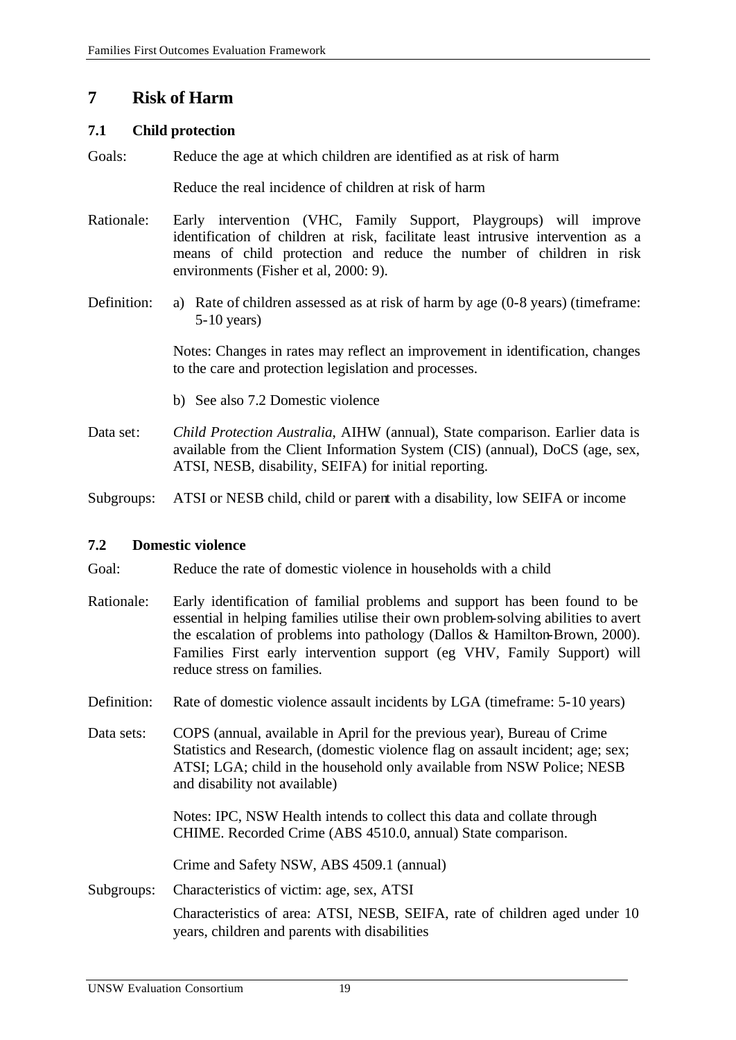# 7 Risk of Harm

## 7.1 Child protection

Goals: Reduce the age at which children are identified as at risk of harm

Reduce the real incidence of children at risk of harm

Rationale: Early intervention (VHC, Family Support, Playgroups) will improve identification of children at risk, facilitate least intrusive intervention as a means of child protection and reduce the number of children in risk environments (Fisher et al, 2000: 9).

Definition:

a) Rate of children assessed as at risk of harm by age (0-8 years) (timeframe: 5-10 years)

Notes: Changes in rates may reflect an improvement in identification, changes to the care and protection legislation and processes.

b) See also 7.2 Domestic violence

Data set: *Child Protection Australia*, AIHW (annual), State comparison. Earlier data is available from the Client Information System (CIS) (annual), DoCS (age, sex, ATSI, NESB, disability, SEIFA) for initial reporting.

Subgroups: ATSI or NESB child, child or parent with a disability, low SEIFA or income

## 7.2 Domestic violence

Goal: Reduce the rate of domestic violence in households with a child

Rationale: Early identification of familial problems and support has been found to be essential in helping families utilise their own problem-solving abilities to avert the escalation of problems into pathology (Dallos & Hamilton-Brown, 2000). Families First early intervention support (eg VHV, Family Support) will reduce stress on families.

Definition: Rate of domestic violence assault incidents by LGA (timeframe: 5-10 years)

Data sets: COPS (annual, available in April for the previous year), Bureau of Crime Statistics and Research, (domestic violence flag on assault incident; age; sex; ATSI; LGA; child in the household only available from NSW Police; NESB and disability not available)

Notes: IPC, NSW Health intends to collect this data and collate through CHIME. Recorded Crime (ABS 4510.0, annual) State comparison.

Crime and Safety NSW, ABS 4509.1 (annual)

Subgroups: Characteristics of victim: age, sex, ATSI

Characteristics of area: ATSI, NESB, SEIFA, rate of children aged under 10 years, children and parents with disabilities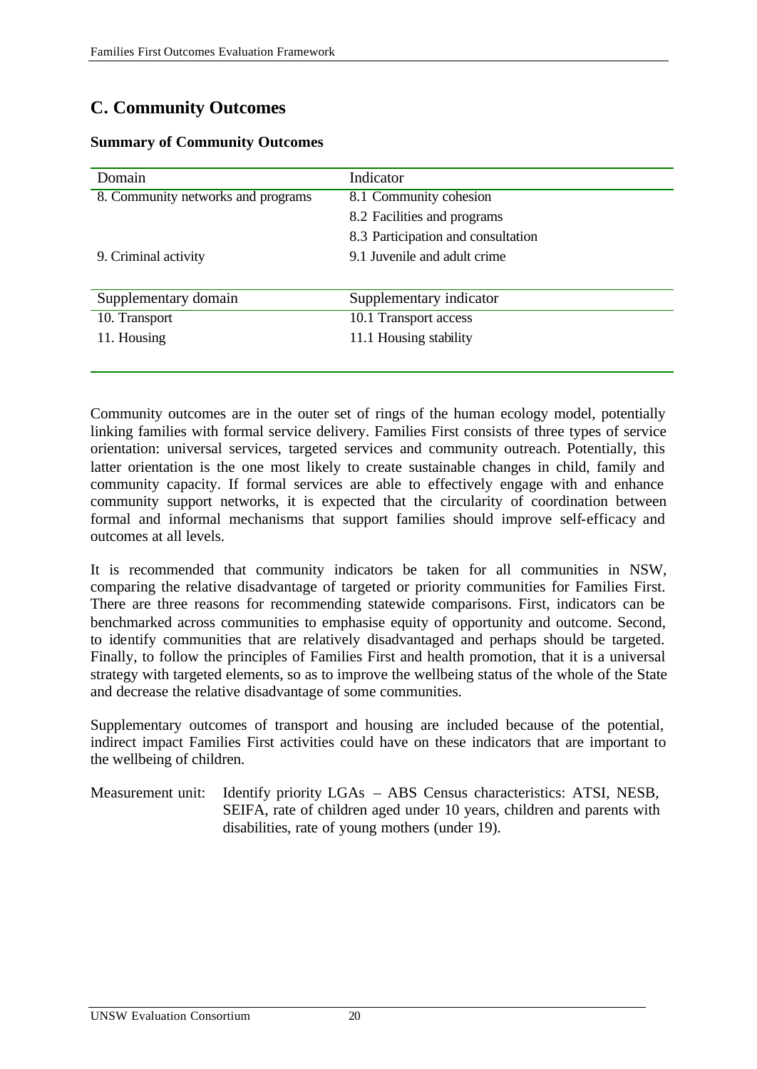## C. Community Outcomes

### Summary of Community Outcomes

| Domain | Indicator |
|---|---|
| 8. Community networks and programs | 8.1 Community cohesion |
| | 8.2 Facilities and programs |
| | 8.3 Participation and consultation |
| 9. Criminal activity | 9.1 Juvenile and adult crime |

| Supplementary domain | Supplementary indicator |
|---|---|
| 10. Transport | 10.1 Transport access |
| 11. Housing | 11.1 Housing stability |

Community outcomes are in the outer set of rings of the human ecology model, potentially linking families with formal service delivery. Families First consists of three types of service orientation: universal services, targeted services and community outreach. Potentially, this latter orientation is the one most likely to create sustainable changes in child, family and community capacity. If formal services are able to effectively engage with and enhance community support networks, it is expected that the circularity of coordination between formal and informal mechanisms that support families should improve self-efficacy and outcomes at all levels.

It is recommended that community indicators be taken for all communities in NSW, comparing the relative disadvantage of targeted or priority communities for Families First. There are three reasons for recommending statewide comparisons. First, indicators can be benchmarked across communities to emphasise equity of opportunity and outcome. Second, to identify communities that are relatively disadvantaged and perhaps should be targeted. Finally, to follow the principles of Families First and health promotion, that it is a universal strategy with targeted elements, so as to improve the wellbeing status of the whole of the State and decrease the relative disadvantage of some communities.

Supplementary outcomes of transport and housing are included because of the potential, indirect impact Families First activities could have on these indicators that are important to the wellbeing of children.

Measurement unit: Identify priority LGAs – ABS Census characteristics: ATSI, NESB, SEIFA, rate of children aged under 10 years, children and parents with disabilities, rate of young mothers (under 19).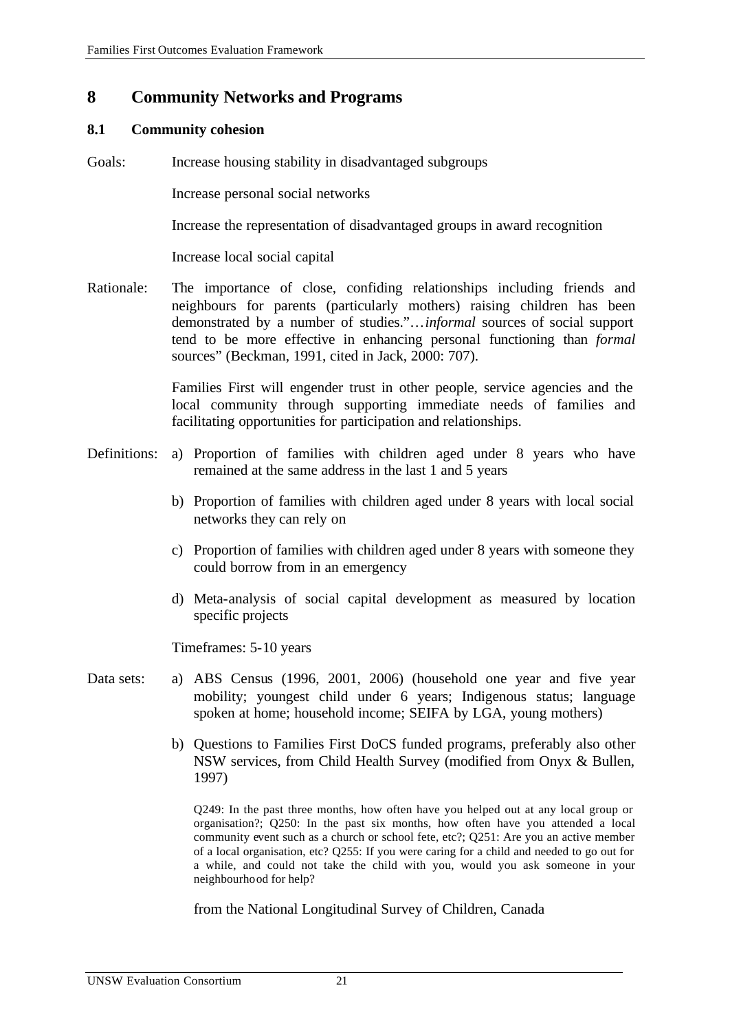# 8 Community Networks and Programs

## 8.1 Community cohesion

Goals: Increase housing stability in disadvantaged subgroups

Increase personal social networks

Increase the representation of disadvantaged groups in award recognition

Increase local social capital

Rationale: The importance of close, confiding relationships including friends and neighbours for parents (particularly mothers) raising children has been demonstrated by a number of studies."…*informal* sources of social support tend to be more effective in enhancing personal functioning than *formal* sources" (Beckman, 1991, cited in Jack, 2000: 707).

Families First will engender trust in other people, service agencies and the local community through supporting immediate needs of families and facilitating opportunities for participation and relationships.

Definitions:

a) Proportion of families with children aged under 8 years who have remained at the same address in the last 1 and 5 years

b) Proportion of families with children aged under 8 years with local social networks they can rely on

c) Proportion of families with children aged under 8 years with someone they could borrow from in an emergency

d) Meta-analysis of social capital development as measured by location specific projects

Timeframes: 5-10 years

Data sets:

a) ABS Census (1996, 2001, 2006) (household one year and five year mobility; youngest child under 6 years; Indigenous status; language spoken at home; household income; SEIFA by LGA, young mothers)

b) Questions to Families First DoCS funded programs, preferably also other NSW services, from Child Health Survey (modified from Onyx & Bullen, 1997)

Q249: In the past three months, how often have you helped out at any local group or organisation?; Q250: In the past six months, how often have you attended a local community event such as a church or school fete, etc?; Q251: Are you an active member of a local organisation, etc? Q255: If you were caring for a child and needed to go out for a while, and could not take the child with you, would you ask someone in your neighbourhood for help?

from the National Longitudinal Survey of Children, Canada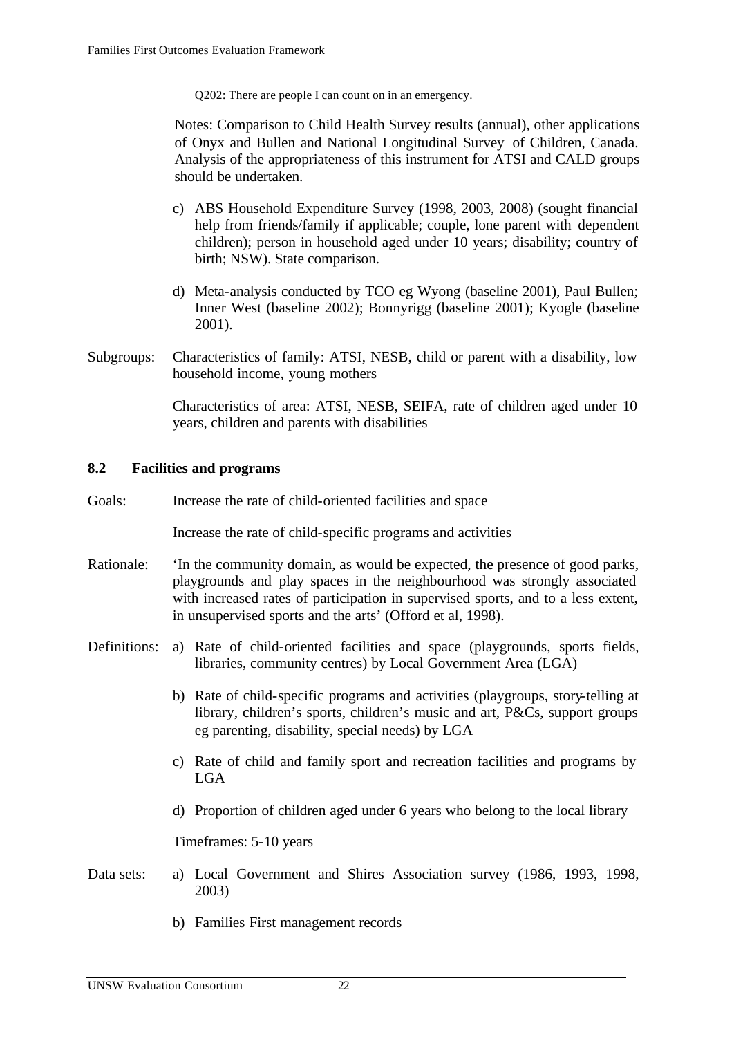Q202: There are people I can count on in an emergency.

Notes: Comparison to Child Health Survey results (annual), other applications of Onyx and Bullen and National Longitudinal Survey of Children, Canada. Analysis of the appropriateness of this instrument for ATSI and CALD groups should be undertaken.

c) ABS Household Expenditure Survey (1998, 2003, 2008) (sought financial help from friends/family if applicable; couple, lone parent with dependent children); person in household aged under 10 years; disability; country of birth; NSW). State comparison.

d) Meta-analysis conducted by TCO eg Wyong (baseline 2001), Paul Bullen; Inner West (baseline 2002); Bonnyrigg (baseline 2001); Kyogle (baseline 2001).

Subgroups: Characteristics of family: ATSI, NESB, child or parent with a disability, low household income, young mothers

Characteristics of area: ATSI, NESB, SEIFA, rate of children aged under 10 years, children and parents with disabilities

### 8.2 Facilities and programs

Goals: Increase the rate of child-oriented facilities and space

Increase the rate of child-specific programs and activities

Rationale: 'In the community domain, as would be expected, the presence of good parks, playgrounds and play spaces in the neighbourhood was strongly associated with increased rates of participation in supervised sports, and to a less extent, in unsupervised sports and the arts' (Offord et al, 1998).

Definitions:

a) Rate of child-oriented facilities and space (playgrounds, sports fields, libraries, community centres) by Local Government Area (LGA)

b) Rate of child-specific programs and activities (playgroups, story-telling at library, children's sports, children's music and art, P&Cs, support groups eg parenting, disability, special needs) by LGA

c) Rate of child and family sport and recreation facilities and programs by LGA

d) Proportion of children aged under 6 years who belong to the local library

Timeframes: 5-10 years

Data sets:

a) Local Government and Shires Association survey (1986, 1993, 1998, 2003)

b) Families First management records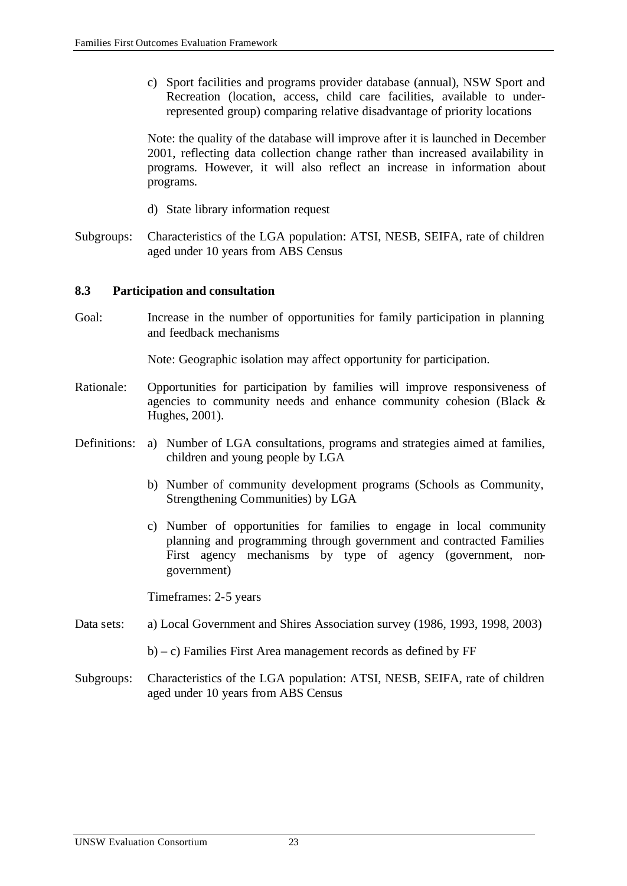c) Sport facilities and programs provider database (annual), NSW Sport and Recreation (location, access, child care facilities, available to under-represented group) comparing relative disadvantage of priority locations

Note: the quality of the database will improve after it is launched in December 2001, reflecting data collection change rather than increased availability in programs. However, it will also reflect an increase in information about programs.

d) State library information request

Subgroups: Characteristics of the LGA population: ATSI, NESB, SEIFA, rate of children aged under 10 years from ABS Census

### 8.3 Participation and consultation

Goal: Increase in the number of opportunities for family participation in planning and feedback mechanisms

Note: Geographic isolation may affect opportunity for participation.

Rationale: Opportunities for participation by families will improve responsiveness of agencies to community needs and enhance community cohesion (Black & Hughes, 2001).

Definitions:

a) Number of LGA consultations, programs and strategies aimed at families, children and young people by LGA

b) Number of community development programs (Schools as Community, Strengthening Communities) by LGA

c) Number of opportunities for families to engage in local community planning and programming through government and contracted Families First agency mechanisms by type of agency (government, non-government)

Timeframes: 2-5 years

Data sets: a) Local Government and Shires Association survey (1986, 1993, 1998, 2003)

b) – c) Families First Area management records as defined by FF

Subgroups: Characteristics of the LGA population: ATSI, NESB, SEIFA, rate of children aged under 10 years from ABS Census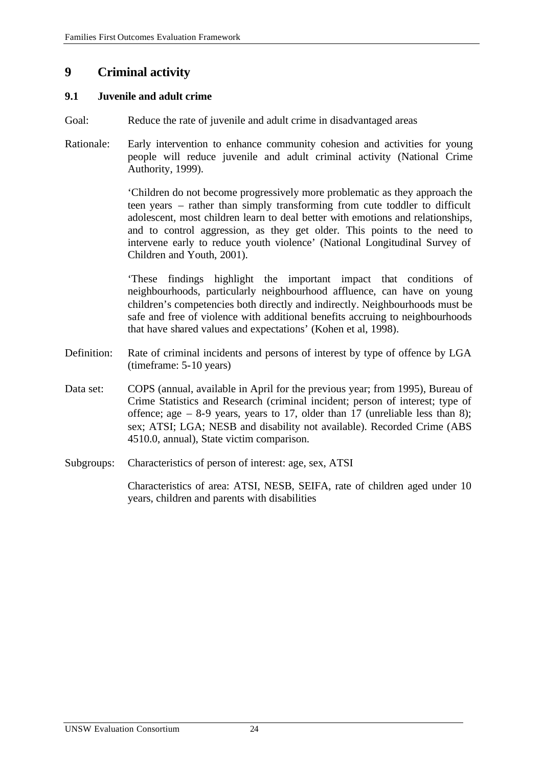# 9 Criminal activity

## 9.1 Juvenile and adult crime

Goal: Reduce the rate of juvenile and adult crime in disadvantaged areas

Rationale: Early intervention to enhance community cohesion and activities for young people will reduce juvenile and adult criminal activity (National Crime Authority, 1999).

'Children do not become progressively more problematic as they approach the teen years – rather than simply transforming from cute toddler to difficult adolescent, most children learn to deal better with emotions and relationships, and to control aggression, as they get older. This points to the need to intervene early to reduce youth violence' (National Longitudinal Survey of Children and Youth, 2001).

'These findings highlight the important impact that conditions of neighbourhoods, particularly neighbourhood affluence, can have on young children's competencies both directly and indirectly. Neighbourhoods must be safe and free of violence with additional benefits accruing to neighbourhoods that have shared values and expectations' (Kohen et al, 1998).

Definition: Rate of criminal incidents and persons of interest by type of offence by LGA (timeframe: 5-10 years)

Data set: COPS (annual, available in April for the previous year; from 1995), Bureau of Crime Statistics and Research (criminal incident; person of interest; type of offence; age – 8-9 years, years to 17, older than 17 (unreliable less than 8); sex; ATSI; LGA; NESB and disability not available). Recorded Crime (ABS 4510.0, annual), State victim comparison.

Subgroups: Characteristics of person of interest: age, sex, ATSI

Characteristics of area: ATSI, NESB, SEIFA, rate of children aged under 10 years, children and parents with disabilities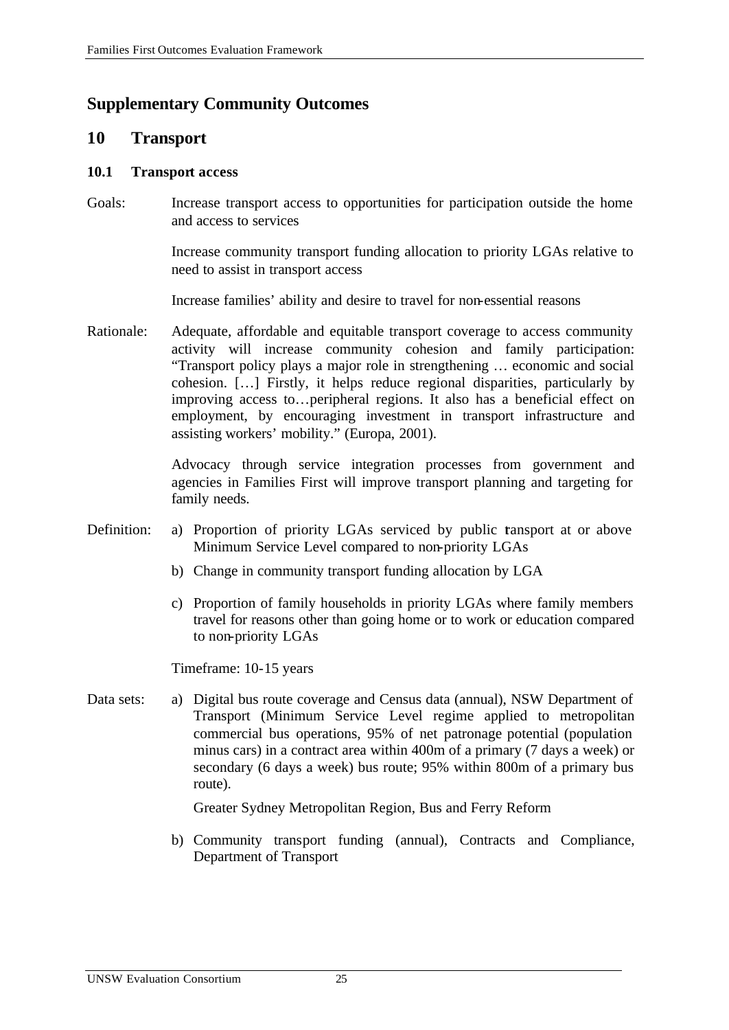## Supplementary Community Outcomes

## 10 Transport

### 10.1 Transport access

Goals: Increase transport access to opportunities for participation outside the home and access to services

Increase community transport funding allocation to priority LGAs relative to need to assist in transport access

Increase families' ability and desire to travel for non-essential reasons

Rationale: Adequate, affordable and equitable transport coverage to access community activity will increase community cohesion and family participation: "Transport policy plays a major role in strengthening … economic and social cohesion. […] Firstly, it helps reduce regional disparities, particularly by improving access to…peripheral regions. It also has a beneficial effect on employment, by encouraging investment in transport infrastructure and assisting workers' mobility." (Europa, 2001).

Advocacy through service integration processes from government and agencies in Families First will improve transport planning and targeting for family needs.

Definition:

a) Proportion of priority LGAs serviced by public transport at or above Minimum Service Level compared to non-priority LGAs

b) Change in community transport funding allocation by LGA

c) Proportion of family households in priority LGAs where family members travel for reasons other than going home or to work or education compared to non-priority LGAs

Timeframe: 10-15 years

Data sets:

a) Digital bus route coverage and Census data (annual), NSW Department of Transport (Minimum Service Level regime applied to metropolitan commercial bus operations, 95% of net patronage potential (population minus cars) in a contract area within 400m of a primary (7 days a week) or secondary (6 days a week) bus route; 95% within 800m of a primary bus route).

Greater Sydney Metropolitan Region, Bus and Ferry Reform

b) Community transport funding (annual), Contracts and Compliance, Department of Transport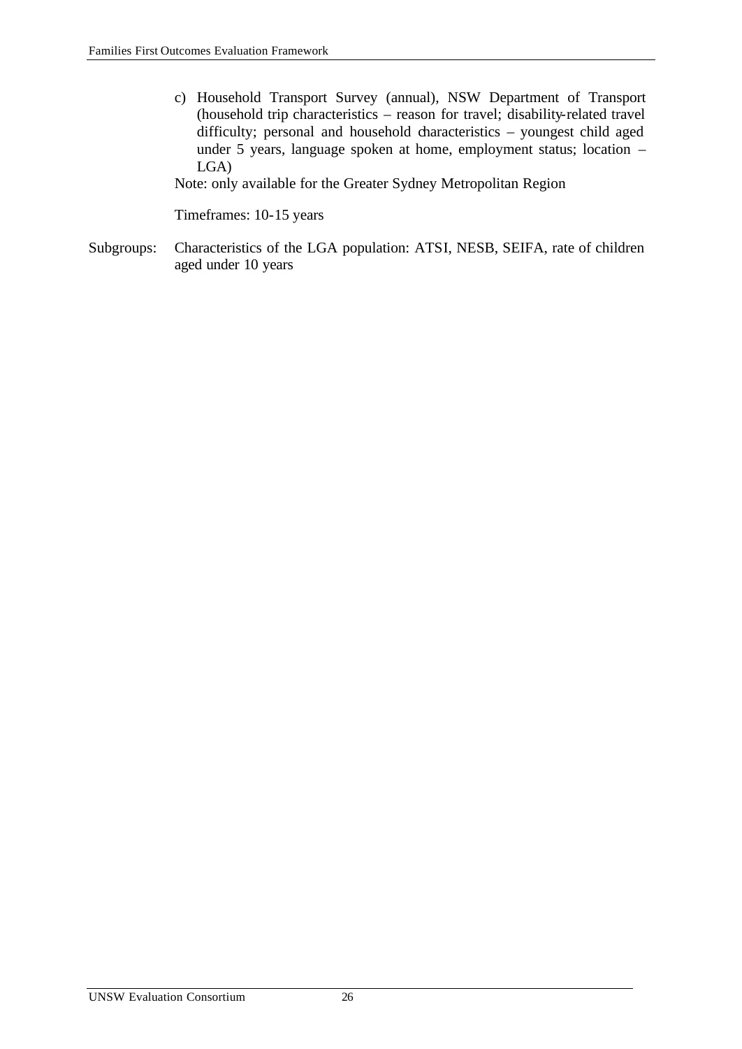c) Household Transport Survey (annual), NSW Department of Transport (household trip characteristics – reason for travel; disability-related travel difficulty; personal and household characteristics – youngest child aged under 5 years, language spoken at home, employment status; location – LGA)

Note: only available for the Greater Sydney Metropolitan Region

Timeframes: 10-15 years

Subgroups: Characteristics of the LGA population: ATSI, NESB, SEIFA, rate of children aged under 10 years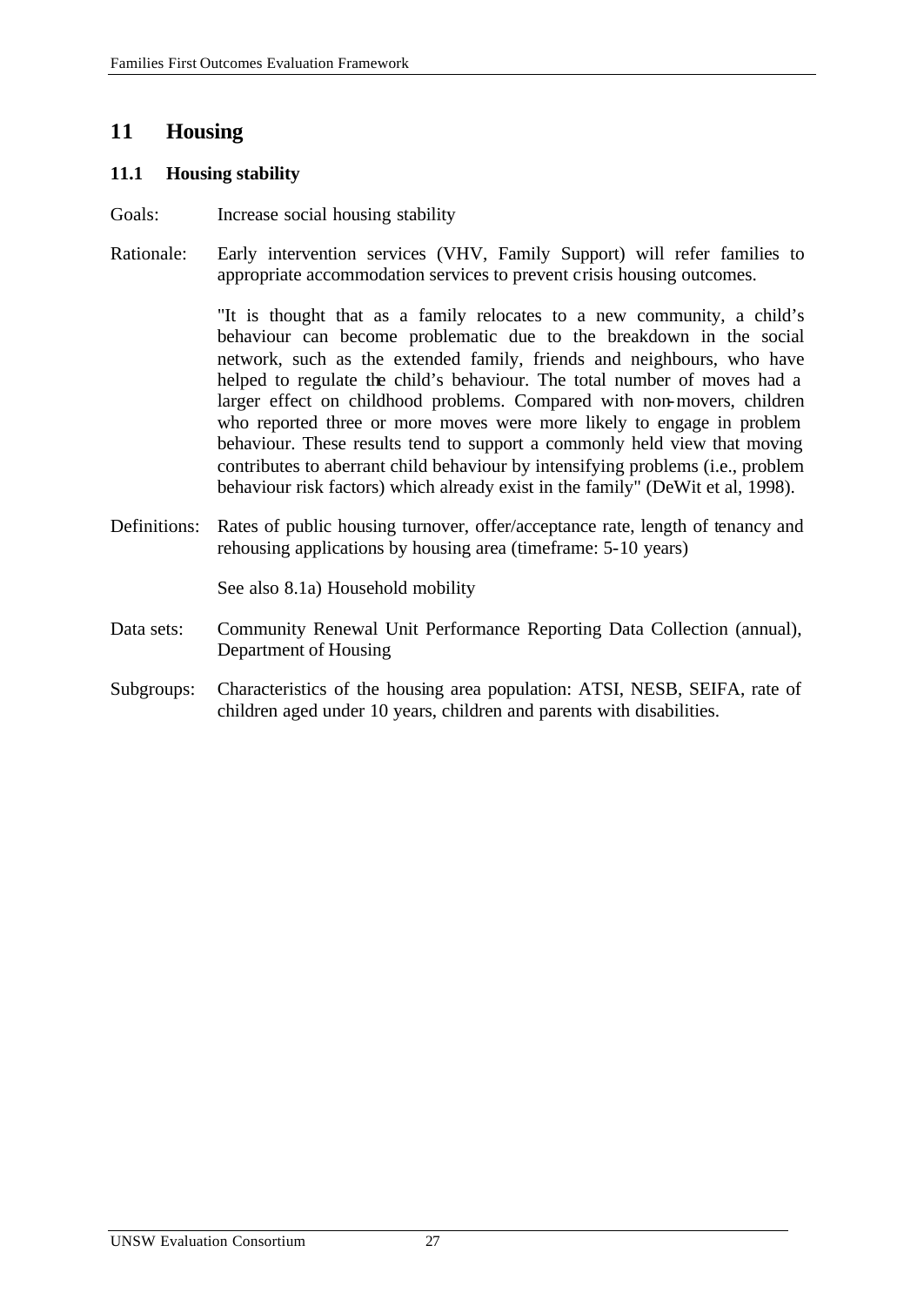# 11 Housing

## 11.1 Housing stability

Goals: Increase social housing stability

Rationale: Early intervention services (VHV, Family Support) will refer families to appropriate accommodation services to prevent crisis housing outcomes.

"It is thought that as a family relocates to a new community, a child's behaviour can become problematic due to the breakdown in the social network, such as the extended family, friends and neighbours, who have helped to regulate the child's behaviour. The total number of moves had a larger effect on childhood problems. Compared with non-movers, children who reported three or more moves were more likely to engage in problem behaviour. These results tend to support a commonly held view that moving contributes to aberrant child behaviour by intensifying problems (i.e., problem behaviour risk factors) which already exist in the family" (DeWit et al, 1998).

Definitions: Rates of public housing turnover, offer/acceptance rate, length of tenancy and rehousing applications by housing area (timeframe: 5-10 years)

See also 8.1a) Household mobility

Data sets: Community Renewal Unit Performance Reporting Data Collection (annual), Department of Housing

Subgroups: Characteristics of the housing area population: ATSI, NESB, SEIFA, rate of children aged under 10 years, children and parents with disabilities.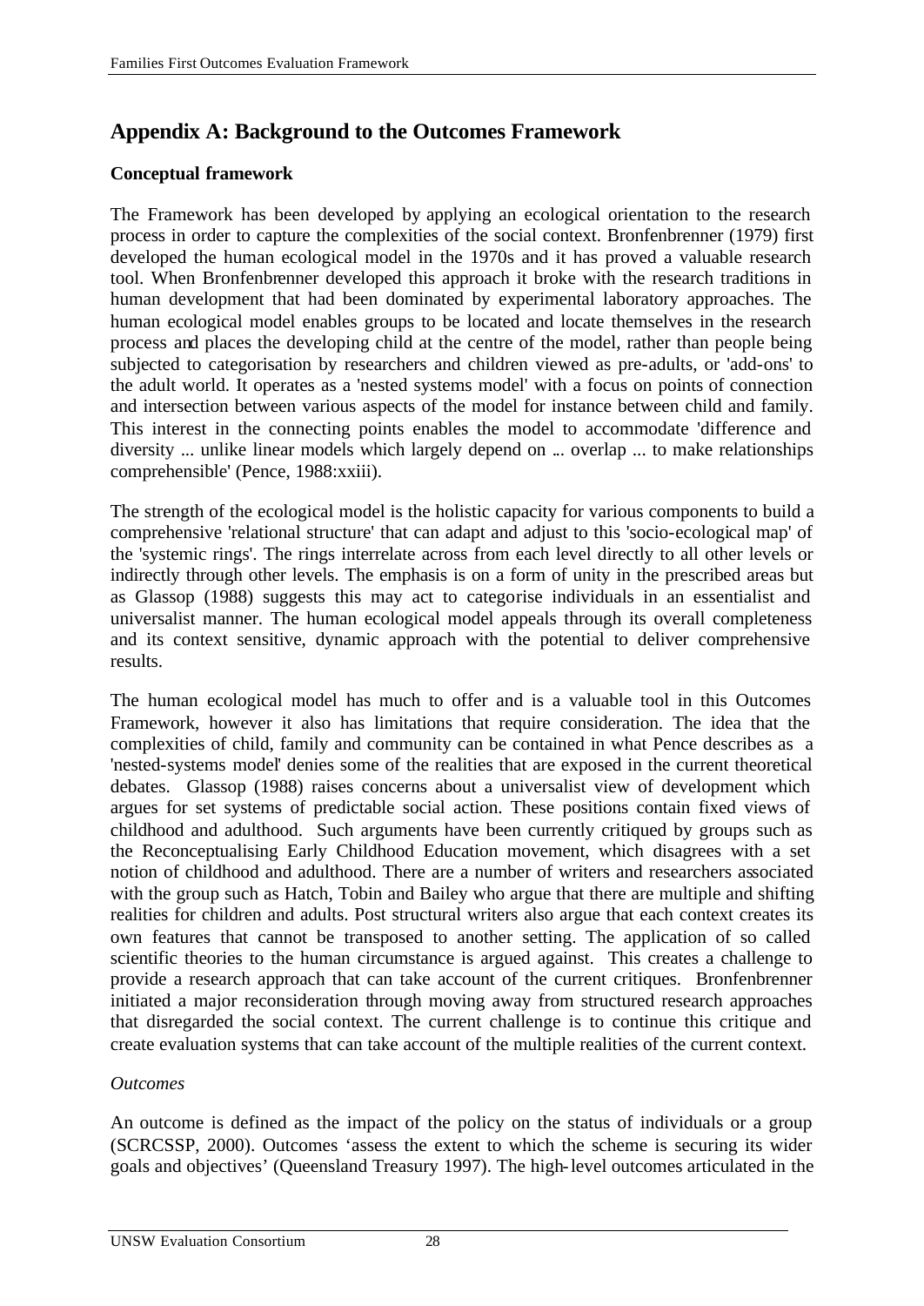# Appendix A: Background to the Outcomes Framework

**Conceptual framework**

The Framework has been developed by applying an ecological orientation to the research process in order to capture the complexities of the social context. Bronfenbrenner (1979) first developed the human ecological model in the 1970s and it has proved a valuable research tool. When Bronfenbrenner developed this approach it broke with the research traditions in human development that had been dominated by experimental laboratory approaches. The human ecological model enables groups to be located and locate themselves in the research process and places the developing child at the centre of the model, rather than people being subjected to categorisation by researchers and children viewed as pre-adults, or 'add-ons' to the adult world. It operates as a 'nested systems model' with a focus on points of connection and intersection between various aspects of the model for instance between child and family. This interest in the connecting points enables the model to accommodate 'difference and diversity ... unlike linear models which largely depend on ... overlap ... to make relationships comprehensible' (Pence, 1988:xxiii).

The strength of the ecological model is the holistic capacity for various components to build a comprehensive 'relational structure' that can adapt and adjust to this 'socio-ecological map' of the 'systemic rings'. The rings interrelate across from each level directly to all other levels or indirectly through other levels. The emphasis is on a form of unity in the prescribed areas but as Glassop (1988) suggests this may act to categorise individuals in an essentialist and universalist manner. The human ecological model appeals through its overall completeness and its context sensitive, dynamic approach with the potential to deliver comprehensive results.

The human ecological model has much to offer and is a valuable tool in this Outcomes Framework, however it also has limitations that require consideration. The idea that the complexities of child, family and community can be contained in what Pence describes as a 'nested-systems model' denies some of the realities that are exposed in the current theoretical debates. Glassop (1988) raises concerns about a universalist view of development which argues for set systems of predictable social action. These positions contain fixed views of childhood and adulthood. Such arguments have been currently critiqued by groups such as the Reconceptualising Early Childhood Education movement, which disagrees with a set notion of childhood and adulthood. There are a number of writers and researchers associated with the group such as Hatch, Tobin and Bailey who argue that there are multiple and shifting realities for children and adults. Post structural writers also argue that each context creates its own features that cannot be transposed to another setting. The application of so called scientific theories to the human circumstance is argued against. This creates a challenge to provide a research approach that can take account of the current critiques. Bronfenbrenner initiated a major reconsideration through moving away from structured research approaches that disregarded the social context. The current challenge is to continue this critique and create evaluation systems that can take account of the multiple realities of the current context.

*Outcomes*

An outcome is defined as the impact of the policy on the status of individuals or a group (SCRCSSP, 2000). Outcomes 'assess the extent to which the scheme is securing its wider goals and objectives' (Queensland Treasury 1997). The high-level outcomes articulated in the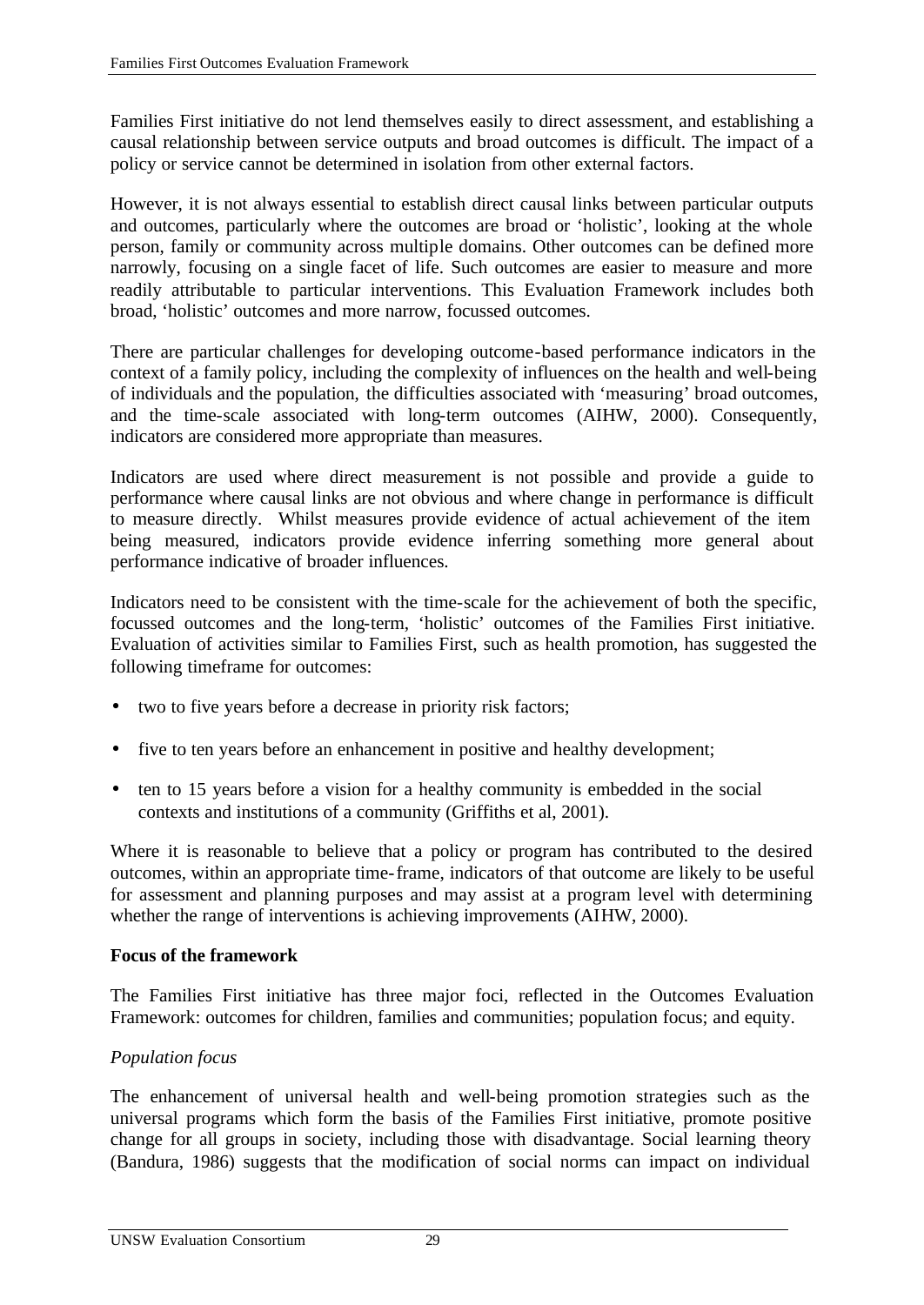Families First initiative do not lend themselves easily to direct assessment, and establishing a causal relationship between service outputs and broad outcomes is difficult. The impact of a policy or service cannot be determined in isolation from other external factors.

However, it is not always essential to establish direct causal links between particular outputs and outcomes, particularly where the outcomes are broad or 'holistic', looking at the whole person, family or community across multiple domains. Other outcomes can be defined more narrowly, focusing on a single facet of life. Such outcomes are easier to measure and more readily attributable to particular interventions. This Evaluation Framework includes both broad, 'holistic' outcomes and more narrow, focussed outcomes.

There are particular challenges for developing outcome-based performance indicators in the context of a family policy, including the complexity of influences on the health and well-being of individuals and the population, the difficulties associated with 'measuring' broad outcomes, and the time-scale associated with long-term outcomes (AIHW, 2000). Consequently, indicators are considered more appropriate than measures.

Indicators are used where direct measurement is not possible and provide a guide to performance where causal links are not obvious and where change in performance is difficult to measure directly. Whilst measures provide evidence of actual achievement of the item being measured, indicators provide evidence inferring something more general about performance indicative of broader influences.

Indicators need to be consistent with the time-scale for the achievement of both the specific, focussed outcomes and the long-term, 'holistic' outcomes of the Families First initiative. Evaluation of activities similar to Families First, such as health promotion, has suggested the following timeframe for outcomes:

- two to five years before a decrease in priority risk factors;
- five to ten years before an enhancement in positive and healthy development;
- ten to 15 years before a vision for a healthy community is embedded in the social contexts and institutions of a community (Griffiths et al, 2001).

Where it is reasonable to believe that a policy or program has contributed to the desired outcomes, within an appropriate time-frame, indicators of that outcome are likely to be useful for assessment and planning purposes and may assist at a program level with determining whether the range of interventions is achieving improvements (AIHW, 2000).

**Focus of the framework**

The Families First initiative has three major foci, reflected in the Outcomes Evaluation Framework: outcomes for children, families and communities; population focus; and equity.

*Population focus*

The enhancement of universal health and well-being promotion strategies such as the universal programs which form the basis of the Families First initiative, promote positive change for all groups in society, including those with disadvantage. Social learning theory (Bandura, 1986) suggests that the modification of social norms can impact on individual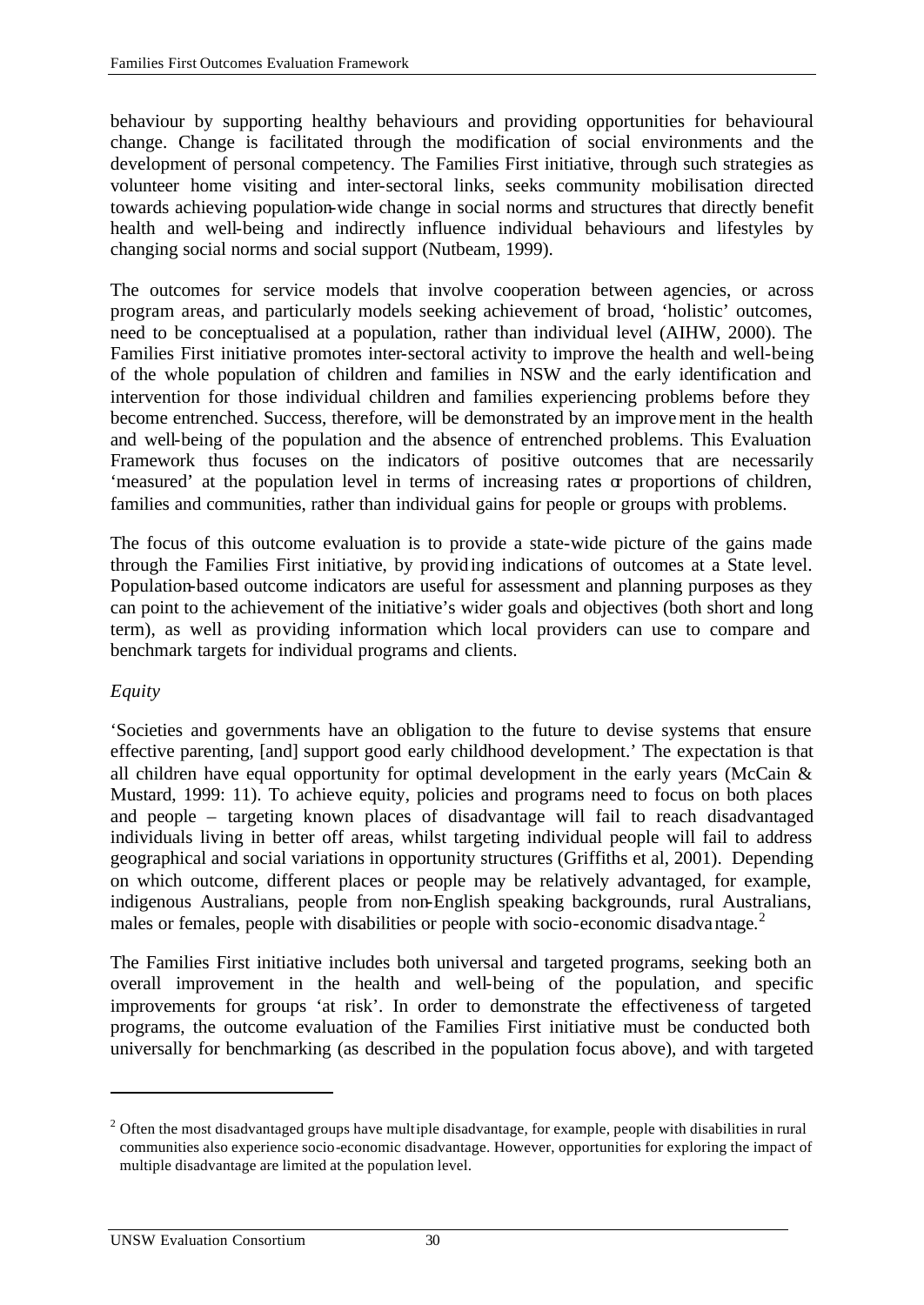behaviour by supporting healthy behaviours and providing opportunities for behavioural change. Change is facilitated through the modification of social environments and the development of personal competency. The Families First initiative, through such strategies as volunteer home visiting and inter-sectoral links, seeks community mobilisation directed towards achieving population-wide change in social norms and structures that directly benefit health and well-being and indirectly influence individual behaviours and lifestyles by changing social norms and social support (Nutbeam, 1999).

The outcomes for service models that involve cooperation between agencies, or across program areas, and particularly models seeking achievement of broad, 'holistic' outcomes, need to be conceptualised at a population, rather than individual level (AIHW, 2000). The Families First initiative promotes inter-sectoral activity to improve the health and well-being of the whole population of children and families in NSW and the early identification and intervention for those individual children and families experiencing problems before they become entrenched. Success, therefore, will be demonstrated by an improvement in the health and well-being of the population and the absence of entrenched problems. This Evaluation Framework thus focuses on the indicators of positive outcomes that are necessarily 'measured' at the population level in terms of increasing rates or proportions of children, families and communities, rather than individual gains for people or groups with problems.

The focus of this outcome evaluation is to provide a state-wide picture of the gains made through the Families First initiative, by providing indications of outcomes at a State level. Population-based outcome indicators are useful for assessment and planning purposes as they can point to the achievement of the initiative's wider goals and objectives (both short and long term), as well as providing information which local providers can use to compare and benchmark targets for individual programs and clients.

*Equity*

'Societies and governments have an obligation to the future to devise systems that ensure effective parenting, [and] support good early childhood development.' The expectation is that all children have equal opportunity for optimal development in the early years (McCain & Mustard, 1999: 11). To achieve equity, policies and programs need to focus on both places and people – targeting known places of disadvantage will fail to reach disadvantaged individuals living in better off areas, whilst targeting individual people will fail to address geographical and social variations in opportunity structures (Griffiths et al, 2001). Depending on which outcome, different places or people may be relatively advantaged, for example, indigenous Australians, people from non-English speaking backgrounds, rural Australians, males or females, people with disabilities or people with socio-economic disadvantage.[2]

The Families First initiative includes both universal and targeted programs, seeking both an overall improvement in the health and well-being of the population, and specific improvements for groups 'at risk'. In order to demonstrate the effectiveness of targeted programs, the outcome evaluation of the Families First initiative must be conducted both universally for benchmarking (as described in the population focus above), and with targeted

[2] Often the most disadvantaged groups have multiple disadvantage, for example, people with disabilities in rural communities also experience socio-economic disadvantage. However, opportunities for exploring the impact of multiple disadvantage are limited at the population level.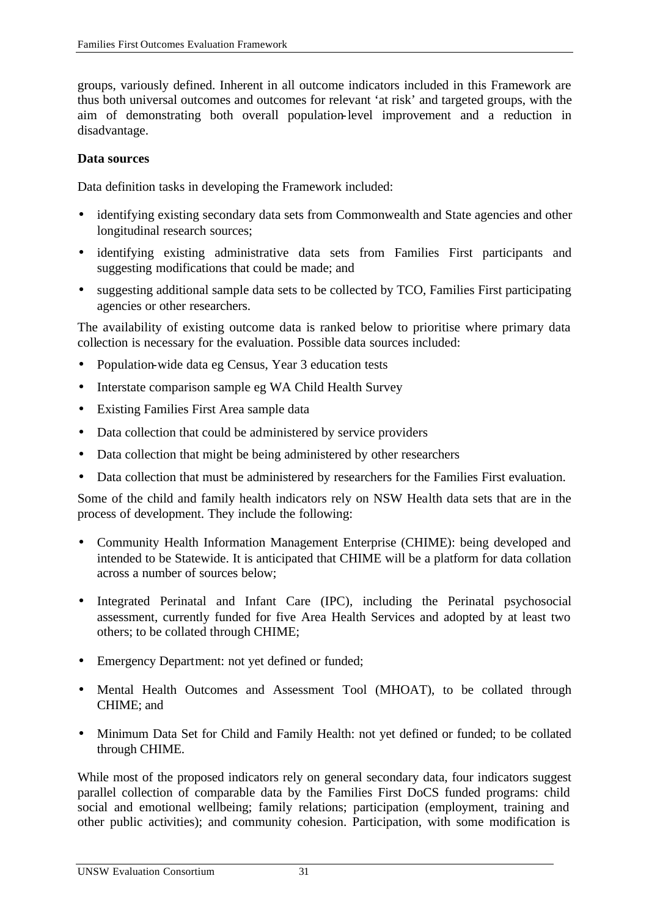groups, variously defined. Inherent in all outcome indicators included in this Framework are thus both universal outcomes and outcomes for relevant 'at risk' and targeted groups, with the aim of demonstrating both overall population-level improvement and a reduction in disadvantage.

**Data sources**

Data definition tasks in developing the Framework included:

- identifying existing secondary data sets from Commonwealth and State agencies and other longitudinal research sources;
- identifying existing administrative data sets from Families First participants and suggesting modifications that could be made; and
- suggesting additional sample data sets to be collected by TCO, Families First participating agencies or other researchers.

The availability of existing outcome data is ranked below to prioritise where primary data collection is necessary for the evaluation. Possible data sources included:

- Population-wide data eg Census, Year 3 education tests
- Interstate comparison sample eg WA Child Health Survey
- Existing Families First Area sample data
- Data collection that could be administered by service providers
- Data collection that might be being administered by other researchers
- Data collection that must be administered by researchers for the Families First evaluation.

Some of the child and family health indicators rely on NSW Health data sets that are in the process of development. They include the following:

- Community Health Information Management Enterprise (CHIME): being developed and intended to be Statewide. It is anticipated that CHIME will be a platform for data collation across a number of sources below;
- Integrated Perinatal and Infant Care (IPC), including the Perinatal psychosocial assessment, currently funded for five Area Health Services and adopted by at least two others; to be collated through CHIME;
- Emergency Department: not yet defined or funded;
- Mental Health Outcomes and Assessment Tool (MHOAT), to be collated through CHIME; and
- Minimum Data Set for Child and Family Health: not yet defined or funded; to be collated through CHIME.

While most of the proposed indicators rely on general secondary data, four indicators suggest parallel collection of comparable data by the Families First DoCS funded programs: child social and emotional wellbeing; family relations; participation (employment, training and other public activities); and community cohesion. Participation, with some modification is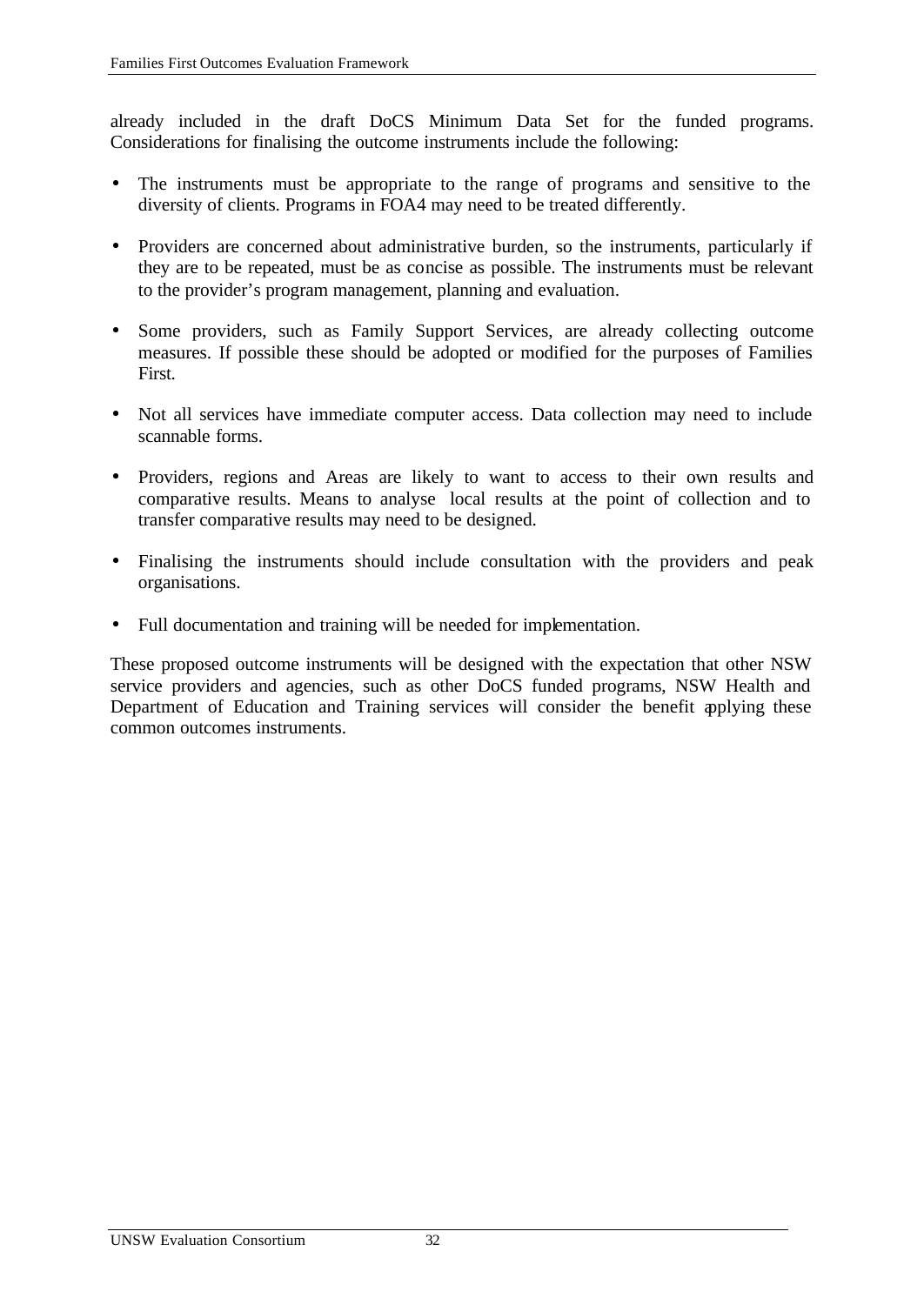already included in the draft DoCS Minimum Data Set for the funded programs. Considerations for finalising the outcome instruments include the following:

- The instruments must be appropriate to the range of programs and sensitive to the diversity of clients. Programs in FOA4 may need to be treated differently.
- Providers are concerned about administrative burden, so the instruments, particularly if they are to be repeated, must be as concise as possible. The instruments must be relevant to the provider's program management, planning and evaluation.
- Some providers, such as Family Support Services, are already collecting outcome measures. If possible these should be adopted or modified for the purposes of Families First.
- Not all services have immediate computer access. Data collection may need to include scannable forms.
- Providers, regions and Areas are likely to want to access to their own results and comparative results. Means to analyse local results at the point of collection and to transfer comparative results may need to be designed.
- Finalising the instruments should include consultation with the providers and peak organisations.
- Full documentation and training will be needed for implementation.

These proposed outcome instruments will be designed with the expectation that other NSW service providers and agencies, such as other DoCS funded programs, NSW Health and Department of Education and Training services will consider the benefit applying these common outcomes instruments.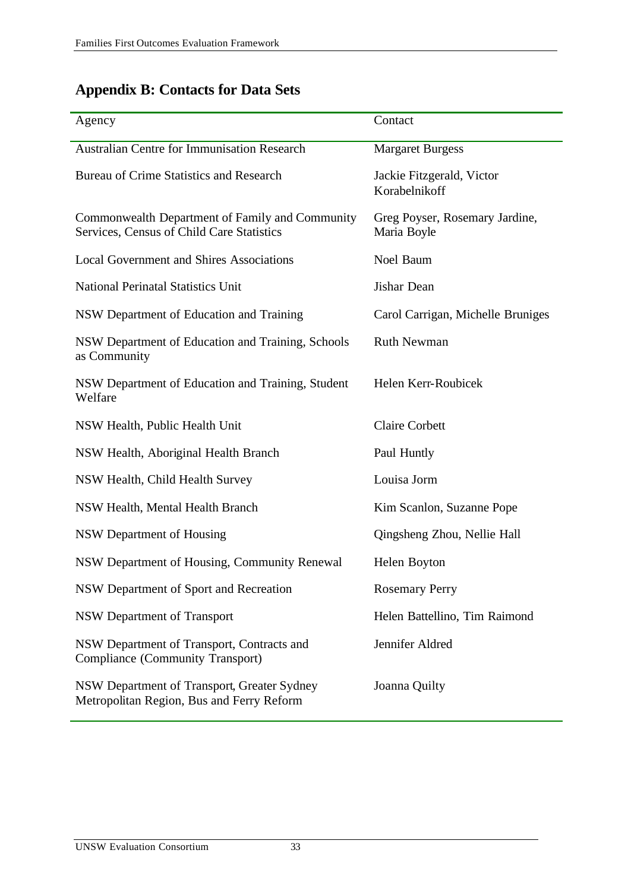## Appendix B: Contacts for Data Sets

| Agency | Contact |
|---|---|
| Australian Centre for Immunisation Research | Margaret Burgess |
| Bureau of Crime Statistics and Research | Jackie Fitzgerald, Victor Korabelnikoff |
| Commonwealth Department of Family and Community Services, Census of Child Care Statistics | Greg Poyser, Rosemary Jardine, Maria Boyle |
| Local Government and Shires Associations | Noel Baum |
| National Perinatal Statistics Unit | Jishar Dean |
| NSW Department of Education and Training | Carol Carrigan, Michelle Bruniges |
| NSW Department of Education and Training, Schools as Community | Ruth Newman |
| NSW Department of Education and Training, Student Welfare | Helen Kerr-Roubicek |
| NSW Health, Public Health Unit | Claire Corbett |
| NSW Health, Aboriginal Health Branch | Paul Huntly |
| NSW Health, Child Health Survey | Louisa Jorm |
| NSW Health, Mental Health Branch | Kim Scanlon, Suzanne Pope |
| NSW Department of Housing | Qingsheng Zhou, Nellie Hall |
| NSW Department of Housing, Community Renewal | Helen Boyton |
| NSW Department of Sport and Recreation | Rosemary Perry |
| NSW Department of Transport | Helen Battellino, Tim Raimond |
| NSW Department of Transport, Contracts and Compliance (Community Transport) | Jennifer Aldred |
| NSW Department of Transport, Greater Sydney Metropolitan Region, Bus and Ferry Reform | Joanna Quilty |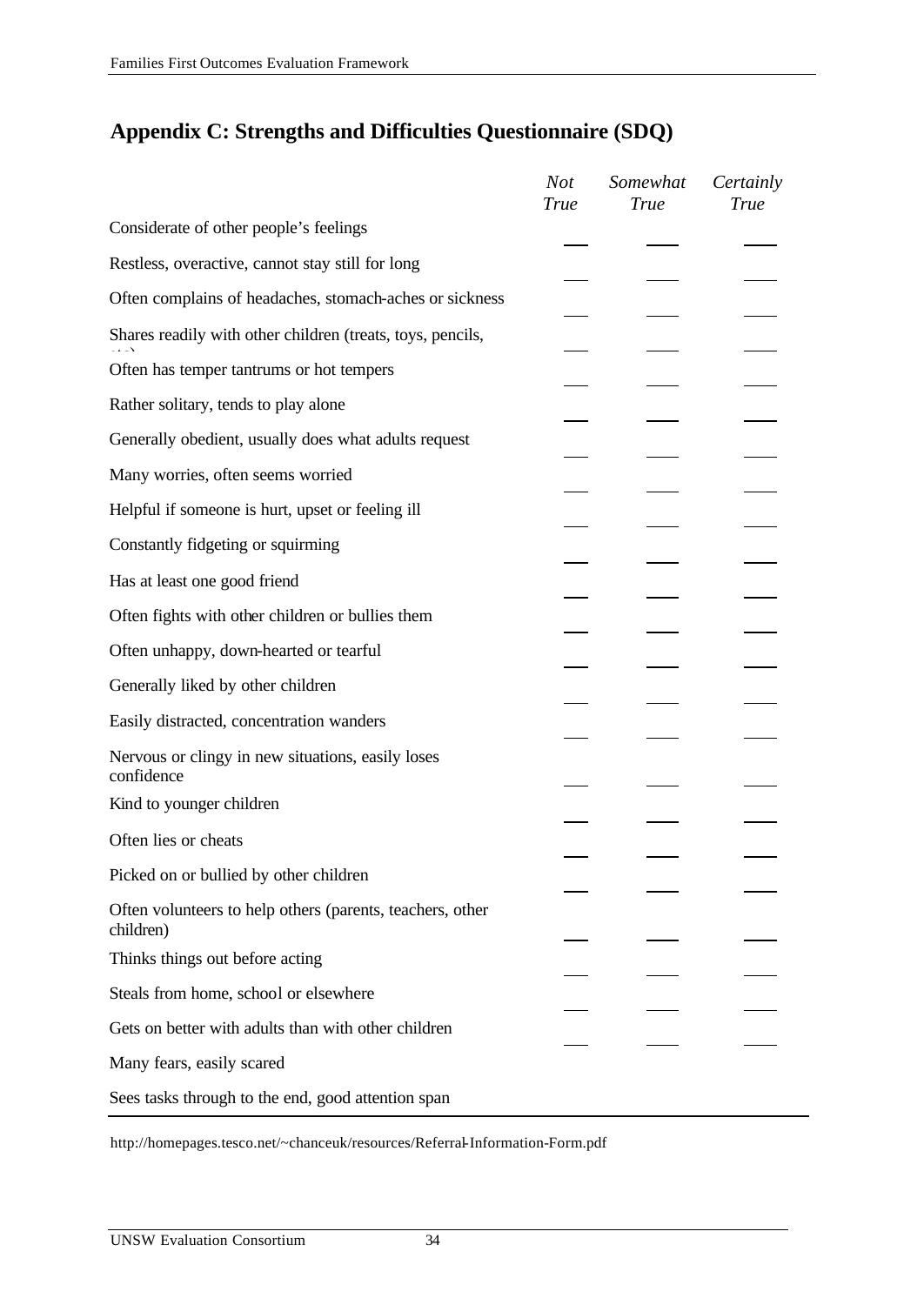## Appendix C: Strengths and Difficulties Questionnaire (SDQ)

| | *Not True* | *Somewhat True* | *Certainly True* |
|---|---|---|---|
| Considerate of other people's feelings | ___ | ___ | ___ |
| Restless, overactive, cannot stay still for long | ___ | ___ | ___ |
| Often complains of headaches, stomach-aches or sickness | ___ | ___ | ___ |
| Shares readily with other children (treats, toys, pencils, etc.) | ___ | ___ | ___ |
| Often has temper tantrums or hot tempers | ___ | ___ | ___ |
| Rather solitary, tends to play alone | ___ | ___ | ___ |
| Generally obedient, usually does what adults request | ___ | ___ | ___ |
| Many worries, often seems worried | ___ | ___ | ___ |
| Helpful if someone is hurt, upset or feeling ill | ___ | ___ | ___ |
| Constantly fidgeting or squirming | ___ | ___ | ___ |
| Has at least one good friend | ___ | ___ | ___ |
| Often fights with other children or bullies them | ___ | ___ | ___ |
| Often unhappy, down-hearted or tearful | ___ | ___ | ___ |
| Generally liked by other children | ___ | ___ | ___ |
| Easily distracted, concentration wanders | ___ | ___ | ___ |
| Nervous or clingy in new situations, easily loses confidence | ___ | ___ | ___ |
| Kind to younger children | ___ | ___ | ___ |
| Often lies or cheats | ___ | ___ | ___ |
| Picked on or bullied by other children | ___ | ___ | ___ |
| Often volunteers to help others (parents, teachers, other children) | ___ | ___ | ___ |
| Thinks things out before acting | ___ | ___ | ___ |
| Steals from home, school or elsewhere | ___ | ___ | ___ |
| Gets on better with adults than with other children | ___ | ___ | ___ |
| Many fears, easily scared | | | |
| Sees tasks through to the end, good attention span | | | |

http://homepages.tesco.net/~chanceuk/resources/Referral-Information-Form.pdf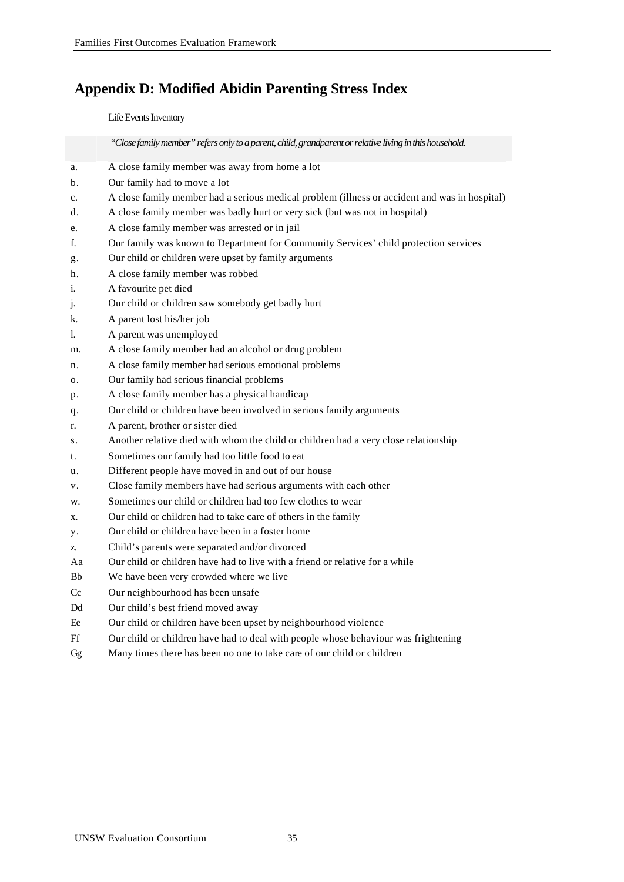## Appendix D: Modified Abidin Parenting Stress Index

| | Life Events Inventory |
|---|---|
| | *"Close family member" refers only to a parent, child, grandparent or relative living in this household.* |
| a. | A close family member was away from home a lot |
| b. | Our family had to move a lot |
| c. | A close family member had a serious medical problem (illness or accident and was in hospital) |
| d. | A close family member was badly hurt or very sick (but was not in hospital) |
| e. | A close family member was arrested or in jail |
| f. | Our family was known to Department for Community Services' child protection services |
| g. | Our child or children were upset by family arguments |
| h. | A close family member was robbed |
| i. | A favourite pet died |
| j. | Our child or children saw somebody get badly hurt |
| k. | A parent lost his/her job |
| l. | A parent was unemployed |
| m. | A close family member had an alcohol or drug problem |
| n. | A close family member had serious emotional problems |
| o. | Our family had serious financial problems |
| p. | A close family member has a physical handicap |
| q. | Our child or children have been involved in serious family arguments |
| r. | A parent, brother or sister died |
| s. | Another relative died with whom the child or children had a very close relationship |
| t. | Sometimes our family had too little food to eat |
| u. | Different people have moved in and out of our house |
| v. | Close family members have had serious arguments with each other |
| w. | Sometimes our child or children had too few clothes to wear |
| x. | Our child or children had to take care of others in the family |
| y. | Our child or children have been in a foster home |
| z. | Child's parents were separated and/or divorced |
| Aa | Our child or children have had to live with a friend or relative for a while |
| Bb | We have been very crowded where we live |
| Cc | Our neighbourhood has been unsafe |
| Dd | Our child's best friend moved away |
| Ee | Our child or children have been upset by neighbourhood violence |
| Ff | Our child or children have had to deal with people whose behaviour was frightening |
| Gg | Many times there has been no one to take care of our child or children |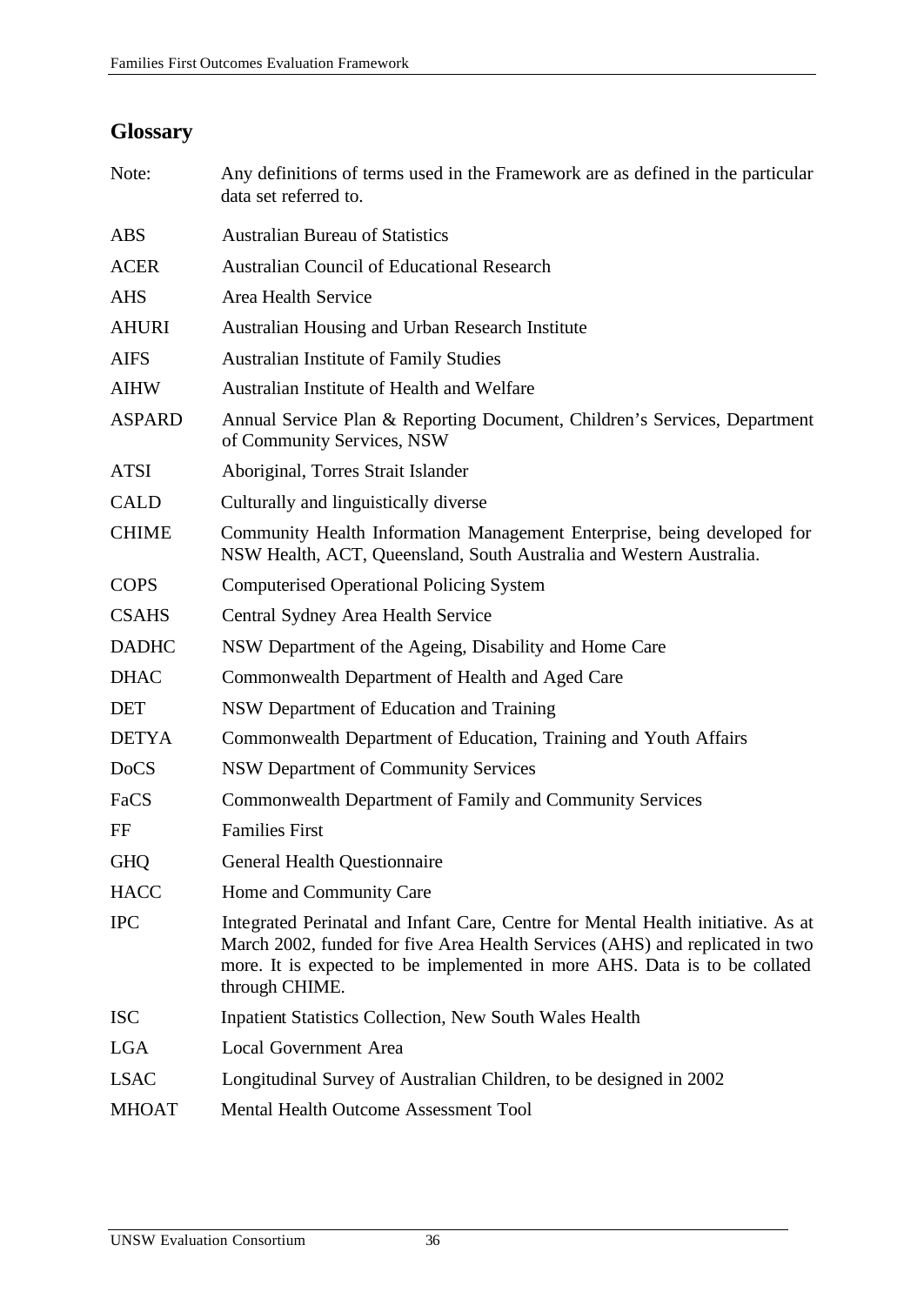## Glossary

| | |
|---|---|
| Note: | Any definitions of terms used in the Framework are as defined in the particular data set referred to. |
| ABS | Australian Bureau of Statistics |
| ACER | Australian Council of Educational Research |
| AHS | Area Health Service |
| AHURI | Australian Housing and Urban Research Institute |
| AIFS | Australian Institute of Family Studies |
| AIHW | Australian Institute of Health and Welfare |
| ASPARD | Annual Service Plan & Reporting Document, Children's Services, Department of Community Services, NSW |
| ATSI | Aboriginal, Torres Strait Islander |
| CALD | Culturally and linguistically diverse |
| CHIME | Community Health Information Management Enterprise, being developed for NSW Health, ACT, Queensland, South Australia and Western Australia. |
| COPS | Computerised Operational Policing System |
| CSAHS | Central Sydney Area Health Service |
| DADHC | NSW Department of the Ageing, Disability and Home Care |
| DHAC | Commonwealth Department of Health and Aged Care |
| DET | NSW Department of Education and Training |
| DETYA | Commonwealth Department of Education, Training and Youth Affairs |
| DoCS | NSW Department of Community Services |
| FaCS | Commonwealth Department of Family and Community Services |
| FF | Families First |
| GHQ | General Health Questionnaire |
| HACC | Home and Community Care |
| IPC | Integrated Perinatal and Infant Care, Centre for Mental Health initiative. As at March 2002, funded for five Area Health Services (AHS) and replicated in two more. It is expected to be implemented in more AHS. Data is to be collated through CHIME. |
| ISC | Inpatient Statistics Collection, New South Wales Health |
| LGA | Local Government Area |
| LSAC | Longitudinal Survey of Australian Children, to be designed in 2002 |
| MHOAT | Mental Health Outcome Assessment Tool |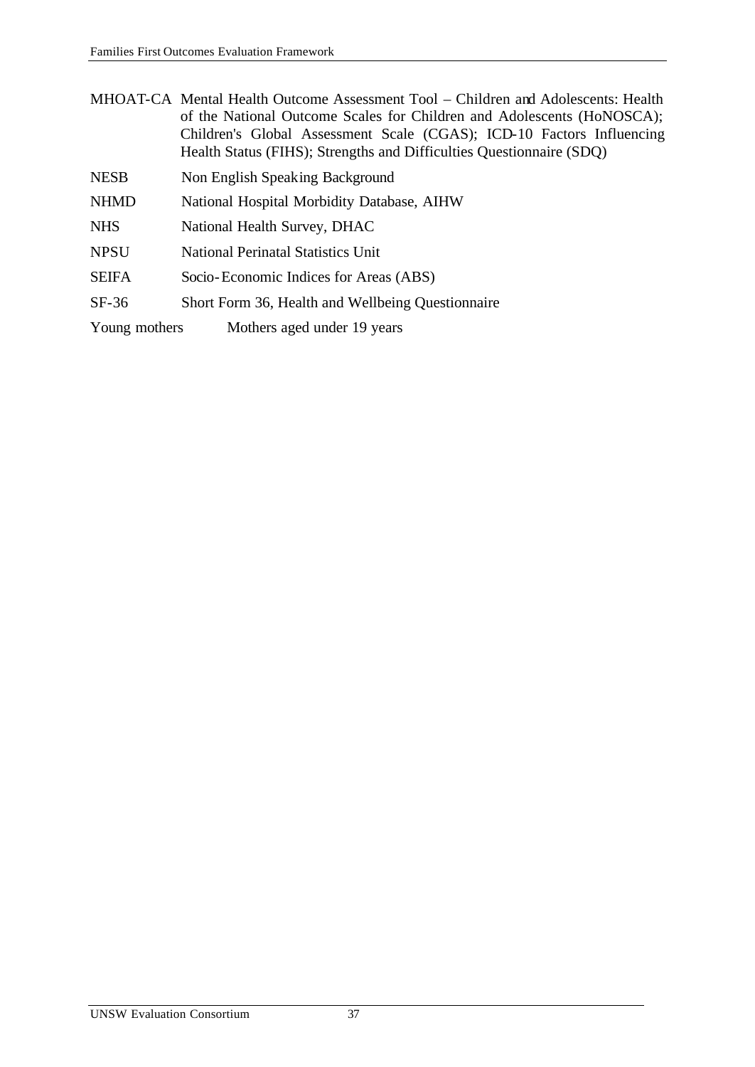MHOAT-CA Mental Health Outcome Assessment Tool – Children and Adolescents: Health of the National Outcome Scales for Children and Adolescents (HoNOSCA); Children's Global Assessment Scale (CGAS); ICD-10 Factors Influencing Health Status (FIHS); Strengths and Difficulties Questionnaire (SDQ)

NESB Non English Speaking Background

NHMD National Hospital Morbidity Database, AIHW

NHS National Health Survey, DHAC

NPSU National Perinatal Statistics Unit

SEIFA Socio-Economic Indices for Areas (ABS)

SF-36 Short Form 36, Health and Wellbeing Questionnaire

Young mothers Mothers aged under 19 years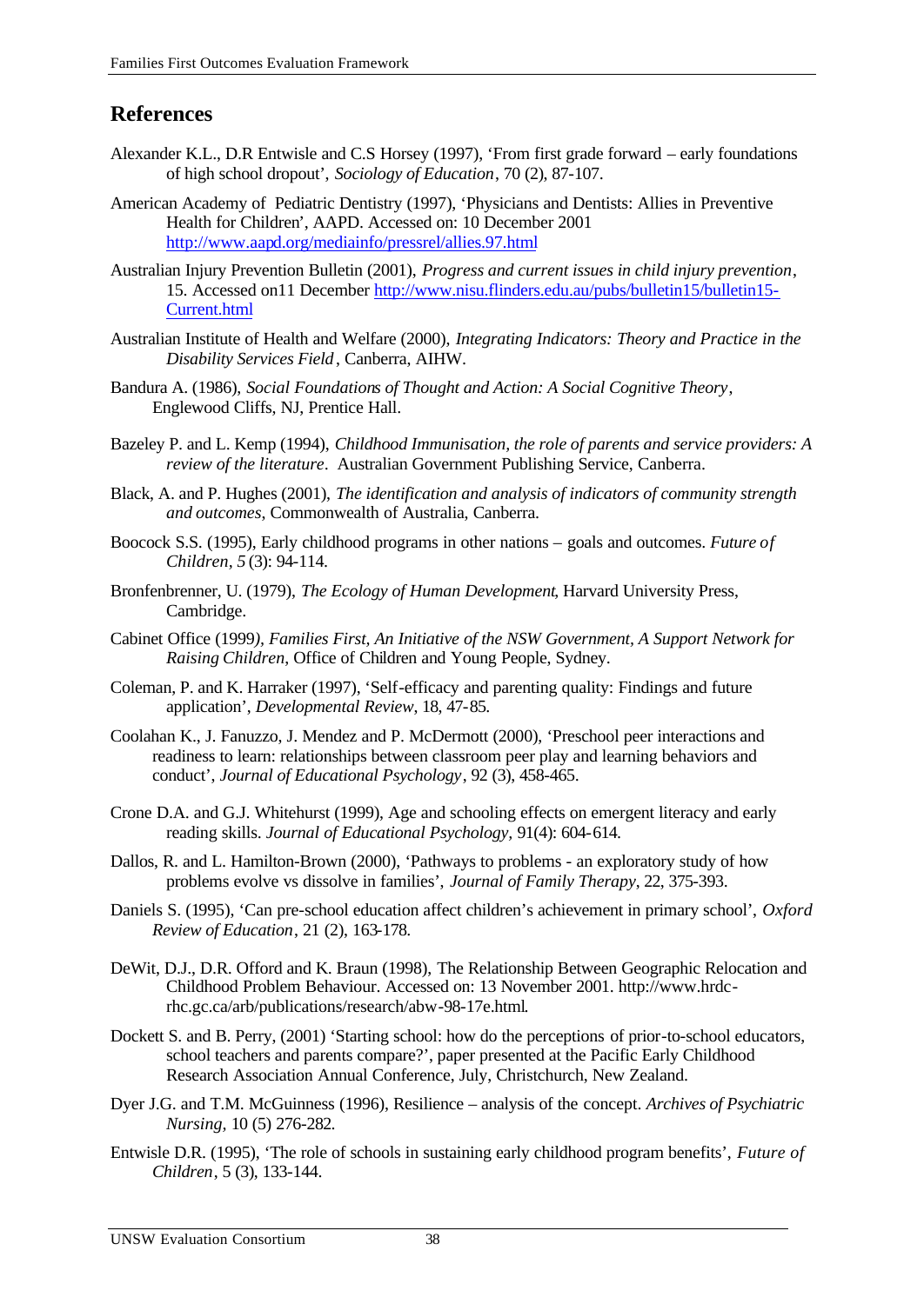## References

Alexander K.L., D.R Entwisle and C.S Horsey (1997), 'From first grade forward – early foundations of high school dropout', *Sociology of Education*, 70 (2), 87-107.

American Academy of Pediatric Dentistry (1997), 'Physicians and Dentists: Allies in Preventive Health for Children', AAPD. Accessed on: 10 December 2001 http://www.aapd.org/mediainfo/pressrel/allies.97.html

Australian Injury Prevention Bulletin (2001), *Progress and current issues in child injury prevention*, 15. Accessed on11 December http://www.nisu.flinders.edu.au/pubs/bulletin15/bulletin15-Current.html

Australian Institute of Health and Welfare (2000), *Integrating Indicators: Theory and Practice in the Disability Services Field*, Canberra, AIHW.

Bandura A. (1986), *Social Foundations of Thought and Action: A Social Cognitive Theory*, Englewood Cliffs, NJ, Prentice Hall.

Bazeley P. and L. Kemp (1994), *Childhood Immunisation, the role of parents and service providers: A review of the literature*. Australian Government Publishing Service, Canberra.

Black, A. and P. Hughes (2001), *The identification and analysis of indicators of community strength and outcomes*, Commonwealth of Australia, Canberra.

Boocock S.S. (1995), Early childhood programs in other nations – goals and outcomes. *Future of Children*, *5* (3): 94-114.

Bronfenbrenner, U. (1979), *The Ecology of Human Development*, Harvard University Press, Cambridge.

Cabinet Office (1999*), Families First, An Initiative of the NSW Government, A Support Network for Raising Children*, Office of Children and Young People, Sydney.

Coleman, P. and K. Harraker (1997), 'Self-efficacy and parenting quality: Findings and future application', *Developmental Review*, 18, 47-85.

Coolahan K., J. Fanuzzo, J. Mendez and P. McDermott (2000), 'Preschool peer interactions and readiness to learn: relationships between classroom peer play and learning behaviors and conduct', *Journal of Educational Psychology*, 92 (3), 458-465.

Crone D.A. and G.J. Whitehurst (1999), Age and schooling effects on emergent literacy and early reading skills. *Journal of Educational Psychology*, 91(4): 604-614.

Dallos, R. and L. Hamilton-Brown (2000), 'Pathways to problems - an exploratory study of how problems evolve vs dissolve in families', *Journal of Family Therapy*, 22, 375-393.

Daniels S. (1995), 'Can pre-school education affect children's achievement in primary school', *Oxford Review of Education*, 21 (2), 163-178.

DeWit, D.J., D.R. Offord and K. Braun (1998), The Relationship Between Geographic Relocation and Childhood Problem Behaviour. Accessed on: 13 November 2001. http://www.hrdc-rhc.gc.ca/arb/publications/research/abw-98-17e.html.

Dockett S. and B. Perry, (2001) 'Starting school: how do the perceptions of prior-to-school educators, school teachers and parents compare?', paper presented at the Pacific Early Childhood Research Association Annual Conference, July, Christchurch, New Zealand.

Dyer J.G. and T.M. McGuinness (1996), Resilience – analysis of the concept. *Archives of Psychiatric Nursing*, 10 (5) 276-282.

Entwisle D.R. (1995), 'The role of schools in sustaining early childhood program benefits', *Future of Children*, 5 (3), 133-144.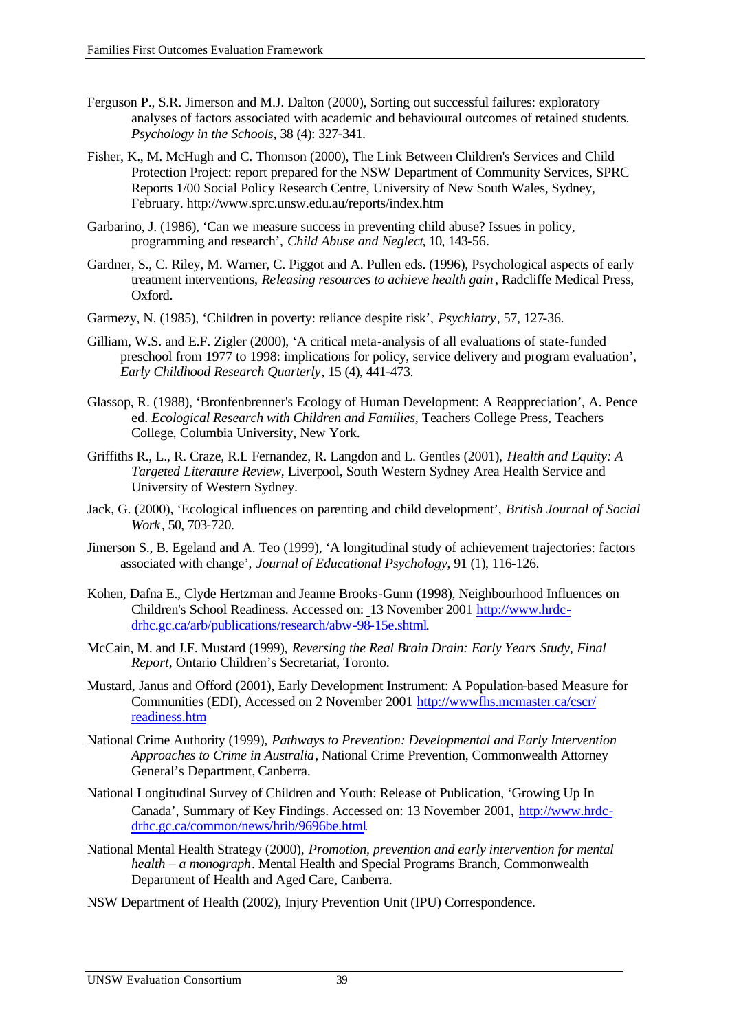Ferguson P., S.R. Jimerson and M.J. Dalton (2000), Sorting out successful failures: exploratory analyses of factors associated with academic and behavioural outcomes of retained students. *Psychology in the Schools,* 38 (4): 327-341.

Fisher, K., M. McHugh and C. Thomson (2000), The Link Between Children's Services and Child Protection Project: report prepared for the NSW Department of Community Services, SPRC Reports 1/00 Social Policy Research Centre, University of New South Wales, Sydney, February. http://www.sprc.unsw.edu.au/reports/index.htm

Garbarino, J. (1986), 'Can we measure success in preventing child abuse? Issues in policy, programming and research', *Child Abuse and Neglect*, 10, 143-56.

Gardner, S., C. Riley, M. Warner, C. Piggot and A. Pullen eds. (1996), Psychological aspects of early treatment interventions, *Releasing resources to achieve health gain*, Radcliffe Medical Press, Oxford.

Garmezy, N. (1985), 'Children in poverty: reliance despite risk', *Psychiatry*, 57, 127-36.

Gilliam, W.S. and E.F. Zigler (2000), 'A critical meta-analysis of all evaluations of state-funded preschool from 1977 to 1998: implications for policy, service delivery and program evaluation', *Early Childhood Research Quarterly*, 15 (4), 441-473.

Glassop, R. (1988), 'Bronfenbrenner's Ecology of Human Development: A Reappreciation', A. Pence ed. *Ecological Research with Children and Families*, Teachers College Press, Teachers College, Columbia University, New York.

Griffiths R., L., R. Craze, R.L Fernandez, R. Langdon and L. Gentles (2001), *Health and Equity: A Targeted Literature Review*, Liverpool, South Western Sydney Area Health Service and University of Western Sydney.

Jack, G. (2000), 'Ecological influences on parenting and child development', *British Journal of Social Work*, 50, 703-720.

Jimerson S., B. Egeland and A. Teo (1999), 'A longitudinal study of achievement trajectories: factors associated with change', *Journal of Educational Psychology*, 91 (1), 116-126.

Kohen, Dafna E., Clyde Hertzman and Jeanne Brooks-Gunn (1998), Neighbourhood Influences on Children's School Readiness. Accessed on: 13 November 2001 http://www.hrdc-drhc.gc.ca/arb/publications/research/abw-98-15e.shtml.

McCain, M. and J.F. Mustard (1999), *Reversing the Real Brain Drain: Early Years Study, Final Report*, Ontario Children's Secretariat, Toronto.

Mustard, Janus and Offord (2001), Early Development Instrument: A Population-based Measure for Communities (EDI), Accessed on 2 November 2001 http://wwwfhs.mcmaster.ca/cscr/readiness.htm

National Crime Authority (1999), *Pathways to Prevention: Developmental and Early Intervention Approaches to Crime in Australia*, National Crime Prevention, Commonwealth Attorney General's Department, Canberra.

National Longitudinal Survey of Children and Youth: Release of Publication, 'Growing Up In Canada', Summary of Key Findings. Accessed on: 13 November 2001, http://www.hrdc-drhc.gc.ca/common/news/hrib/9696be.html.

National Mental Health Strategy (2000), *Promotion, prevention and early intervention for mental health – a monograph*. Mental Health and Special Programs Branch, Commonwealth Department of Health and Aged Care, Canberra.

NSW Department of Health (2002), Injury Prevention Unit (IPU) Correspondence.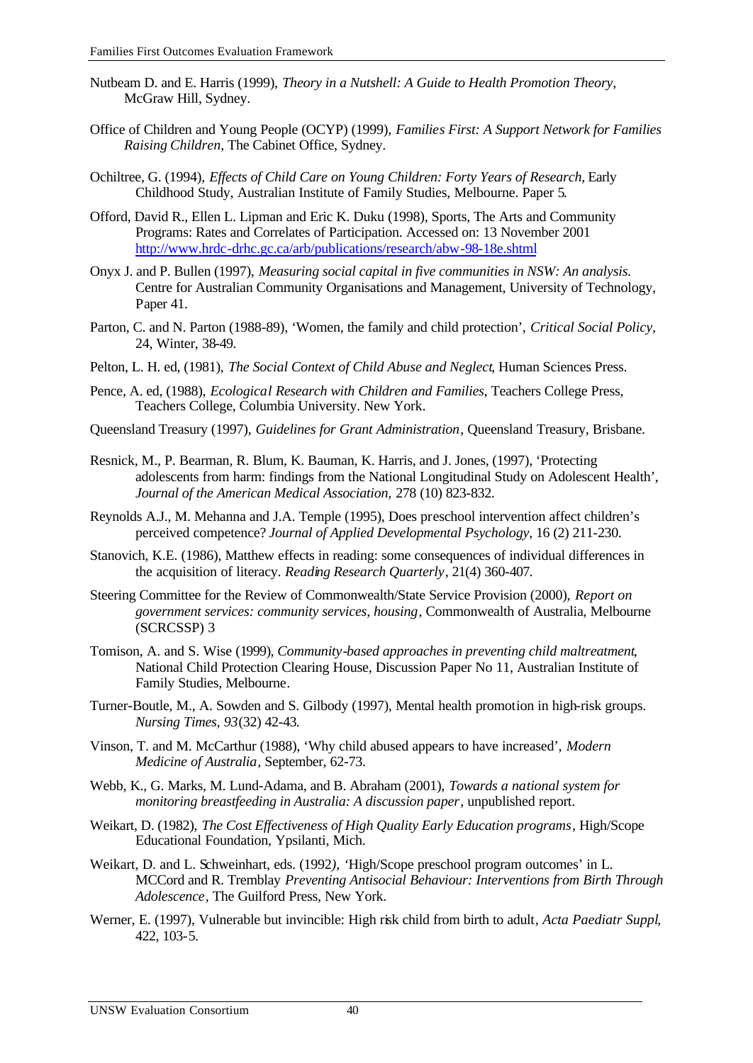Nutbeam D. and E. Harris (1999), *Theory in a Nutshell: A Guide to Health Promotion Theory*, McGraw Hill, Sydney.

Office of Children and Young People (OCYP) (1999), *Families First: A Support Network for Families Raising Children*, The Cabinet Office, Sydney.

Ochiltree, G. (1994), *Effects of Child Care on Young Children: Forty Years of Research*, Early Childhood Study, Australian Institute of Family Studies, Melbourne. Paper 5.

Offord, David R., Ellen L. Lipman and Eric K. Duku (1998), Sports, The Arts and Community Programs: Rates and Correlates of Participation. Accessed on: 13 November 2001 http://www.hrdc-drhc.gc.ca/arb/publications/research/abw-98-18e.shtml

Onyx J. and P. Bullen (1997), *Measuring social capital in five communities in NSW: An analysis.* Centre for Australian Community Organisations and Management, University of Technology, Paper 41.

Parton, C. and N. Parton (1988-89), 'Women, the family and child protection', *Critical Social Policy*, 24, Winter, 38-49.

Pelton, L. H. ed, (1981), *The Social Context of Child Abuse and Neglect*, Human Sciences Press.

Pence, A. ed, (1988), *Ecological Research with Children and Families*, Teachers College Press, Teachers College, Columbia University. New York.

Queensland Treasury (1997), *Guidelines for Grant Administration*, Queensland Treasury, Brisbane.

Resnick, M., P. Bearman, R. Blum, K. Bauman, K. Harris, and J. Jones, (1997), 'Protecting adolescents from harm: findings from the National Longitudinal Study on Adolescent Health', *Journal of the American Medical Association,* 278 (10) 823-832.

Reynolds A.J., M. Mehanna and J.A. Temple (1995), Does preschool intervention affect children's perceived competence? *Journal of Applied Developmental Psychology,* 16 (2) 211-230.

Stanovich, K.E. (1986), Matthew effects in reading: some consequences of individual differences in the acquisition of literacy. *Reading Research Quarterly*, 21(4) 360-407.

Steering Committee for the Review of Commonwealth/State Service Provision (2000), *Report on government services: community services, housing*, Commonwealth of Australia, Melbourne (SCRCSSP) 3

Tomison, A. and S. Wise (1999), *Community-based approaches in preventing child maltreatment*, National Child Protection Clearing House, Discussion Paper No 11, Australian Institute of Family Studies, Melbourne.

Turner-Boutle, M., A. Sowden and S. Gilbody (1997), Mental health promotion in high-risk groups. *Nursing Times, 93*(32) 42-43.

Vinson, T. and M. McCarthur (1988), 'Why child abused appears to have increased', *Modern Medicine of Australia*, September, 62-73.

Webb, K., G. Marks, M. Lund-Adama, and B. Abraham (2001), *Towards a national system for monitoring breastfeeding in Australia: A discussion paper*, unpublished report.

Weikart, D. (1982), *The Cost Effectiveness of High Quality Early Education programs*, High/Scope Educational Foundation, Ypsilanti, Mich.

Weikart, D. and L. Schweinhart, eds. (1992), 'High/Scope preschool program outcomes' in L. MCCord and R. Tremblay *Preventing Antisocial Behaviour: Interventions from Birth Through Adolescence*, The Guilford Press, New York.

Werner, E. (1997), Vulnerable but invincible: High risk child from birth to adult, *Acta Paediatr Suppl*, 422, 103-5.